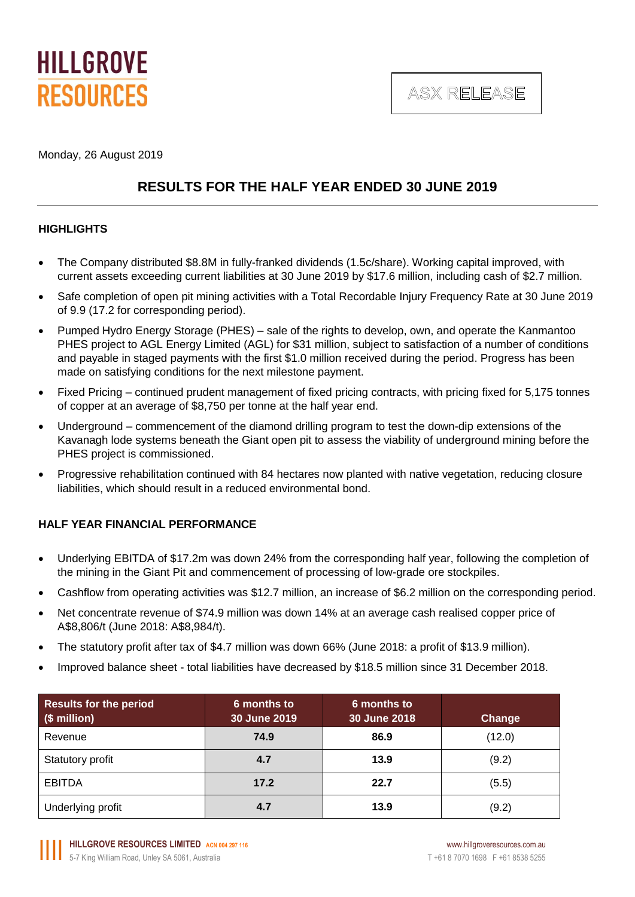HILLGROVE RESOURCES

ASX RELEASE

Monday, 26 August 2019

# RESULTS FOR THE HALF YEAR ENDED 30 JUNE 2019

## HIGHLIGHTS

- The Company distributed $8.8M in fully-franked dividends (1.5c/share). Working capital improved, with current assets exceeding current liabilities at 30 June 2019 by $17.6 million, including cash of $2.7 million.
- Safe completion of open pit mining activities with a Total Recordable Injury Frequency Rate at 30 June 2019 of 9.9 (17.2 for corresponding period).
- Pumped Hydro Energy Storage (PHES) – sale of the rights to develop, own, and operate the Kanmantoo PHES project to AGL Energy Limited (AGL) for $31 million, subject to satisfaction of a number of conditions and payable in staged payments with the first $1.0 million received during the period. Progress has been made on satisfying conditions for the next milestone payment.
- Fixed Pricing – continued prudent management of fixed pricing contracts, with pricing fixed for 5,175 tonnes of copper at an average of $8,750 per tonne at the half year end.
- Underground – commencement of the diamond drilling program to test the down-dip extensions of the Kavanagh lode systems beneath the Giant open pit to assess the viability of underground mining before the PHES project is commissioned.
- Progressive rehabilitation continued with 84 hectares now planted with native vegetation, reducing closure liabilities, which should result in a reduced environmental bond.

## HALF YEAR FINANCIAL PERFORMANCE

- Underlying EBITDA of $17.2m was down 24% from the corresponding half year, following the completion of the mining in the Giant Pit and commencement of processing of low-grade ore stockpiles.
- Cashflow from operating activities was $12.7 million, an increase of $6.2 million on the corresponding period.
- Net concentrate revenue of $74.9 million was down 14% at an average cash realised copper price of A$8,806/t (June 2018: A$8,984/t).
- The statutory profit after tax of $4.7 million was down 66% (June 2018: a profit of $13.9 million).
- Improved balance sheet - total liabilities have decreased by $18.5 million since 31 December 2018.

| Results for the period ($ million) | 6 months to 30 June 2019 | 6 months to 30 June 2018 | Change |
|---|---|---|---|
| Revenue | 74.9 | 86.9 | (12.0) |
| Statutory profit | 4.7 | 13.9 | (9.2) |
| EBITDA | 17.2 | 22.7 | (5.5) |
| Underlying profit | 4.7 | 13.9 | (9.2) |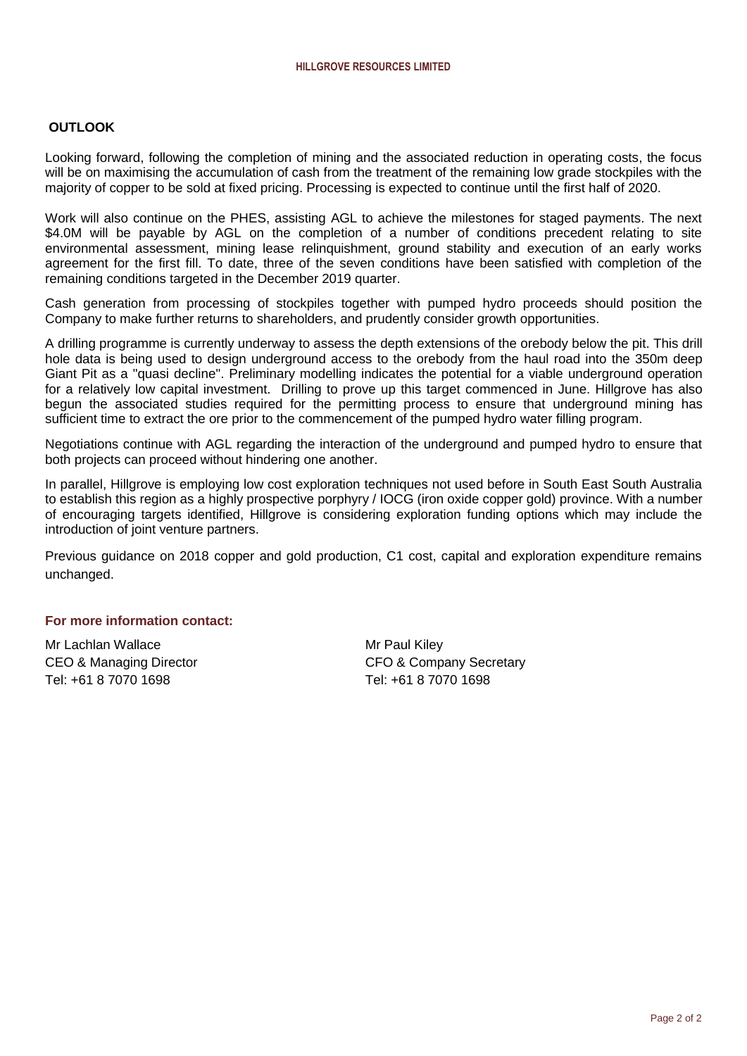## OUTLOOK

Looking forward, following the completion of mining and the associated reduction in operating costs, the focus will be on maximising the accumulation of cash from the treatment of the remaining low grade stockpiles with the majority of copper to be sold at fixed pricing. Processing is expected to continue until the first half of 2020.

Work will also continue on the PHES, assisting AGL to achieve the milestones for staged payments. The next $4.0M will be payable by AGL on the completion of a number of conditions precedent relating to site environmental assessment, mining lease relinquishment, ground stability and execution of an early works agreement for the first fill. To date, three of the seven conditions have been satisfied with completion of the remaining conditions targeted in the December 2019 quarter.

Cash generation from processing of stockpiles together with pumped hydro proceeds should position the Company to make further returns to shareholders, and prudently consider growth opportunities.

A drilling programme is currently underway to assess the depth extensions of the orebody below the pit. This drill hole data is being used to design underground access to the orebody from the haul road into the 350m deep Giant Pit as a "quasi decline". Preliminary modelling indicates the potential for a viable underground operation for a relatively low capital investment. Drilling to prove up this target commenced in June. Hillgrove has also begun the associated studies required for the permitting process to ensure that underground mining has sufficient time to extract the ore prior to the commencement of the pumped hydro water filling program.

Negotiations continue with AGL regarding the interaction of the underground and pumped hydro to ensure that both projects can proceed without hindering one another.

In parallel, Hillgrove is employing low cost exploration techniques not used before in South East South Australia to establish this region as a highly prospective porphyry / IOCG (iron oxide copper gold) province. With a number of encouraging targets identified, Hillgrove is considering exploration funding options which may include the introduction of joint venture partners.

Previous guidance on 2018 copper and gold production, C1 cost, capital and exploration expenditure remains unchanged.

**For more information contact:**

Mr Lachlan Wallace
CEO & Managing Director
Tel: +61 8 7070 1698

Mr Paul Kiley
CFO & Company Secretary
Tel: +61 8 7070 1698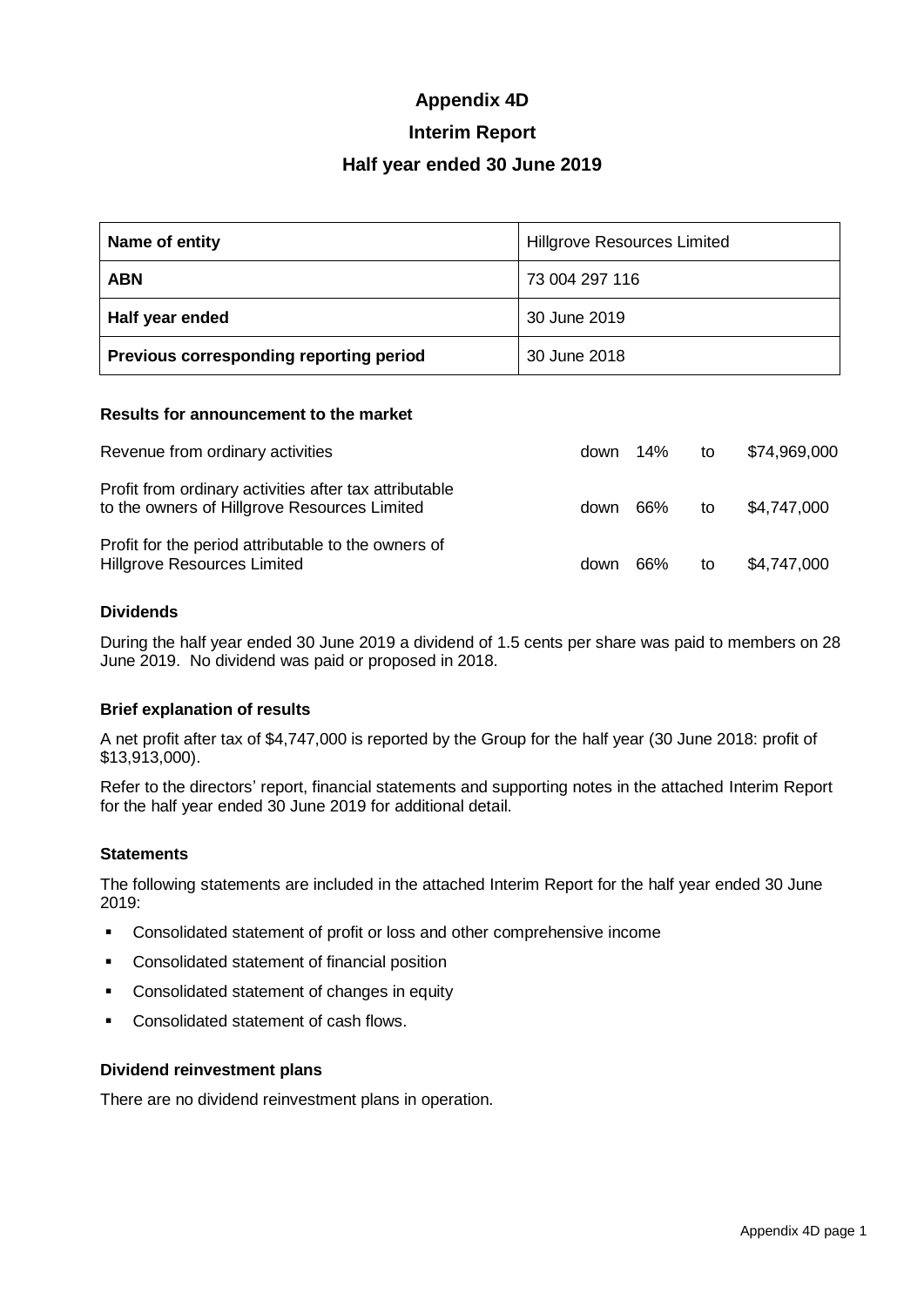# Appendix 4D

## Interim Report

## Half year ended 30 June 2019

| **Name of entity** | Hillgrove Resources Limited |
|---|---|
| **ABN** | 73 004 297 116 |
| **Half year ended** | 30 June 2019 |
| **Previous corresponding reporting period** | 30 June 2018 |

### Results for announcement to the market

| | | | | |
|---|---|---|---|---|
| Revenue from ordinary activities | down | 14% | to | \$74,969,000 |
| Profit from ordinary activities after tax attributable to the owners of Hillgrove Resources Limited | down | 66% | to | \$4,747,000 |
| Profit for the period attributable to the owners of Hillgrove Resources Limited | down | 66% | to | \$4,747,000 |

### Dividends

During the half year ended 30 June 2019 a dividend of 1.5 cents per share was paid to members on 28 June 2019. No dividend was paid or proposed in 2018.

### Brief explanation of results

A net profit after tax of \$4,747,000 is reported by the Group for the half year (30 June 2018: profit of \$13,913,000).

Refer to the directors' report, financial statements and supporting notes in the attached Interim Report for the half year ended 30 June 2019 for additional detail.

### Statements

The following statements are included in the attached Interim Report for the half year ended 30 June 2019:

- Consolidated statement of profit or loss and other comprehensive income
- Consolidated statement of financial position
- Consolidated statement of changes in equity
- Consolidated statement of cash flows.

### Dividend reinvestment plans

There are no dividend reinvestment plans in operation.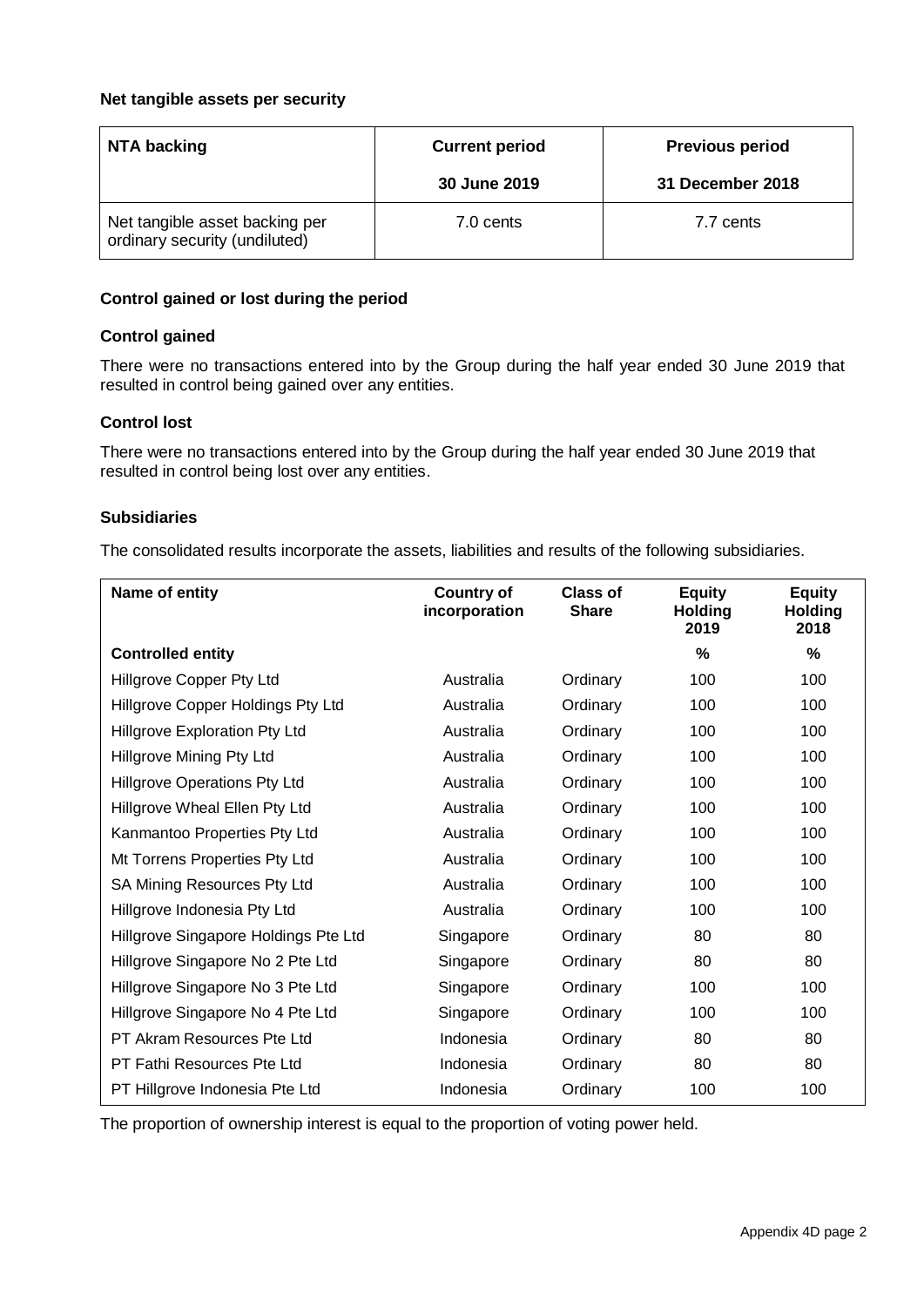**Net tangible assets per security**

| NTA backing | Current period | Previous period |
|---|---|---|
| | 30 June 2019 | 31 December 2018 |
| Net tangible asset backing per ordinary security (undiluted) | 7.0 cents | 7.7 cents |

**Control gained or lost during the period**

**Control gained**

There were no transactions entered into by the Group during the half year ended 30 June 2019 that resulted in control being gained over any entities.

**Control lost**

There were no transactions entered into by the Group during the half year ended 30 June 2019 that resulted in control being lost over any entities.

**Subsidiaries**

The consolidated results incorporate the assets, liabilities and results of the following subsidiaries.

| Name of entity | Country of incorporation | Class of Share | Equity Holding 2019 | Equity Holding 2018 |
|---|---|---|---|---|
| **Controlled entity** | | | % | % |
| Hillgrove Copper Pty Ltd | Australia | Ordinary | 100 | 100 |
| Hillgrove Copper Holdings Pty Ltd | Australia | Ordinary | 100 | 100 |
| Hillgrove Exploration Pty Ltd | Australia | Ordinary | 100 | 100 |
| Hillgrove Mining Pty Ltd | Australia | Ordinary | 100 | 100 |
| Hillgrove Operations Pty Ltd | Australia | Ordinary | 100 | 100 |
| Hillgrove Wheal Ellen Pty Ltd | Australia | Ordinary | 100 | 100 |
| Kanmantoo Properties Pty Ltd | Australia | Ordinary | 100 | 100 |
| Mt Torrens Properties Pty Ltd | Australia | Ordinary | 100 | 100 |
| SA Mining Resources Pty Ltd | Australia | Ordinary | 100 | 100 |
| Hillgrove Indonesia Pty Ltd | Australia | Ordinary | 100 | 100 |
| Hillgrove Singapore Holdings Pte Ltd | Singapore | Ordinary | 80 | 80 |
| Hillgrove Singapore No 2 Pte Ltd | Singapore | Ordinary | 80 | 80 |
| Hillgrove Singapore No 3 Pte Ltd | Singapore | Ordinary | 100 | 100 |
| Hillgrove Singapore No 4 Pte Ltd | Singapore | Ordinary | 100 | 100 |
| PT Akram Resources Pte Ltd | Indonesia | Ordinary | 80 | 80 |
| PT Fathi Resources Pte Ltd | Indonesia | Ordinary | 80 | 80 |
| PT Hillgrove Indonesia Pte Ltd | Indonesia | Ordinary | 100 | 100 |

The proportion of ownership interest is equal to the proportion of voting power held.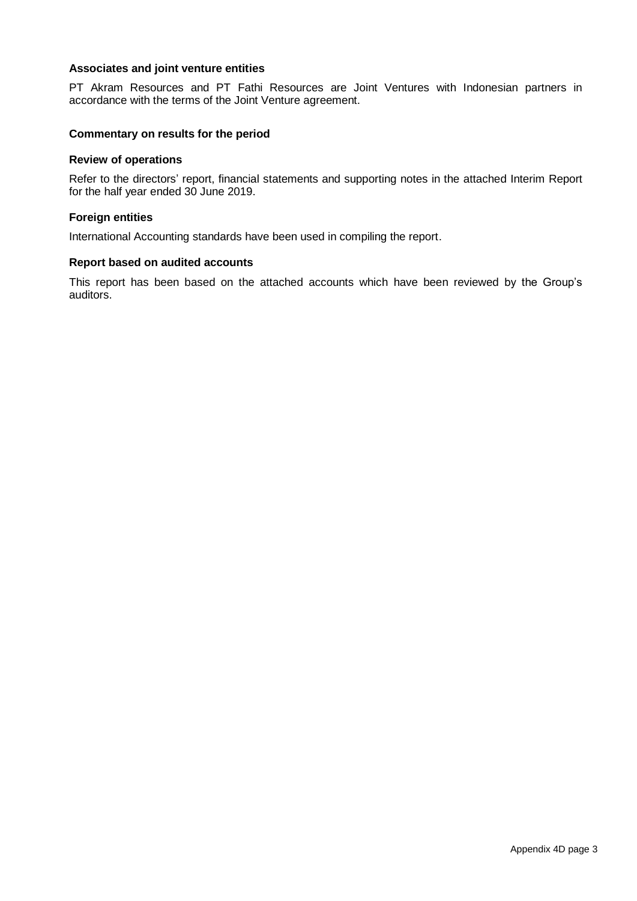### Associates and joint venture entities

PT Akram Resources and PT Fathi Resources are Joint Ventures with Indonesian partners in accordance with the terms of the Joint Venture agreement.

### Commentary on results for the period

### Review of operations

Refer to the directors' report, financial statements and supporting notes in the attached Interim Report for the half year ended 30 June 2019.

### Foreign entities

International Accounting standards have been used in compiling the report.

### Report based on audited accounts

This report has been based on the attached accounts which have been reviewed by the Group's auditors.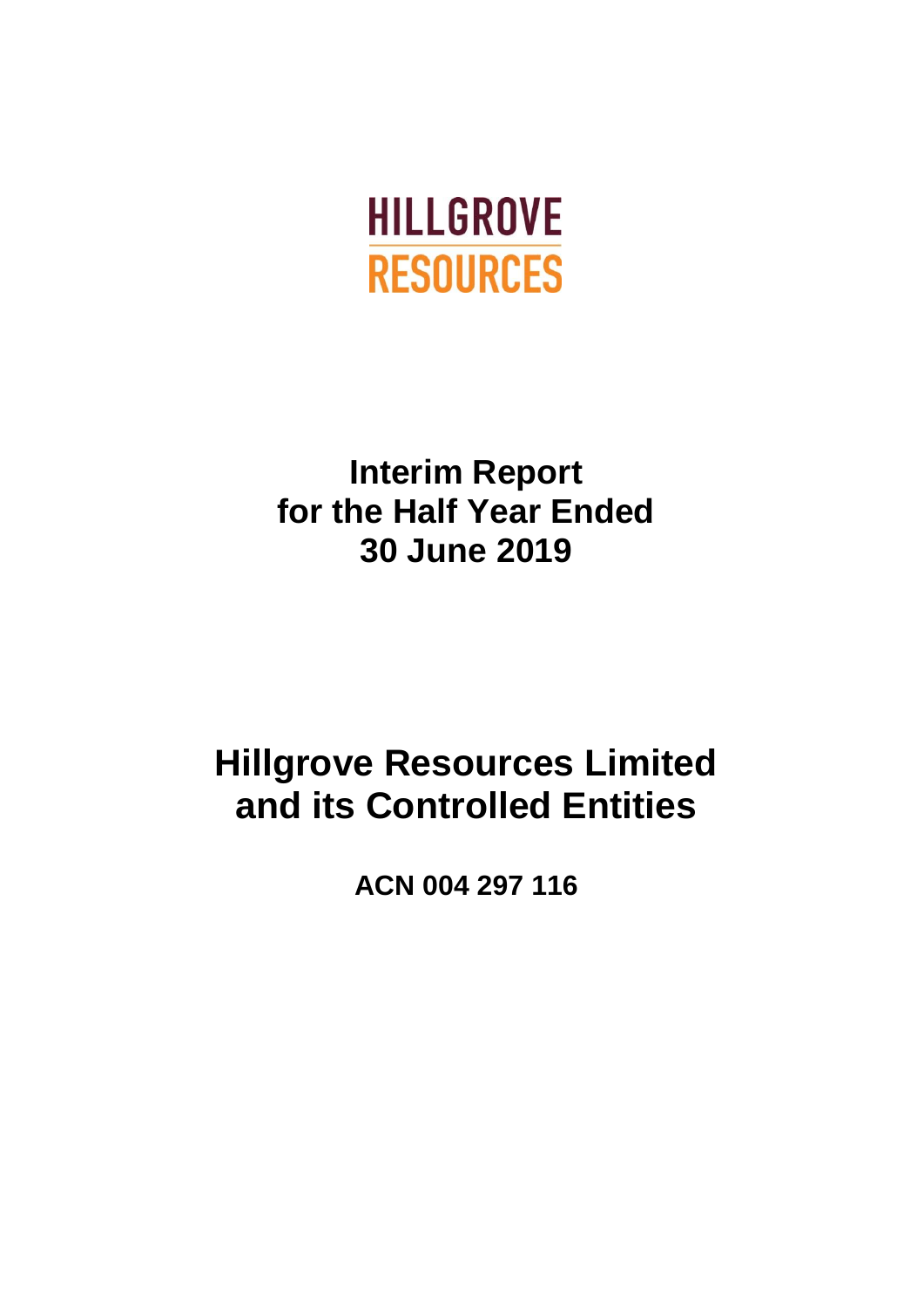HILLGROVE
RESOURCES

# Interim Report
# for the Half Year Ended
# 30 June 2019

# Hillgrove Resources Limited
# and its Controlled Entities

**ACN 004 297 116**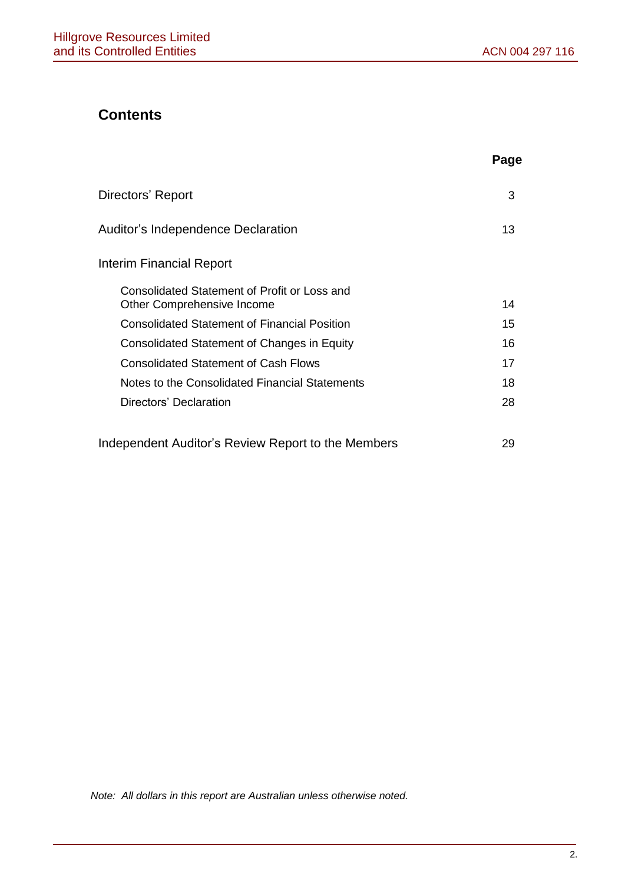## Contents

| | Page |
|---|---|
| Directors' Report | 3 |
| Auditor's Independence Declaration | 13 |
| Interim Financial Report | |
| Consolidated Statement of Profit or Loss and Other Comprehensive Income | 14 |
| Consolidated Statement of Financial Position | 15 |
| Consolidated Statement of Changes in Equity | 16 |
| Consolidated Statement of Cash Flows | 17 |
| Notes to the Consolidated Financial Statements | 18 |
| Directors' Declaration | 28 |
| Independent Auditor's Review Report to the Members | 29 |

*Note: All dollars in this report are Australian unless otherwise noted.*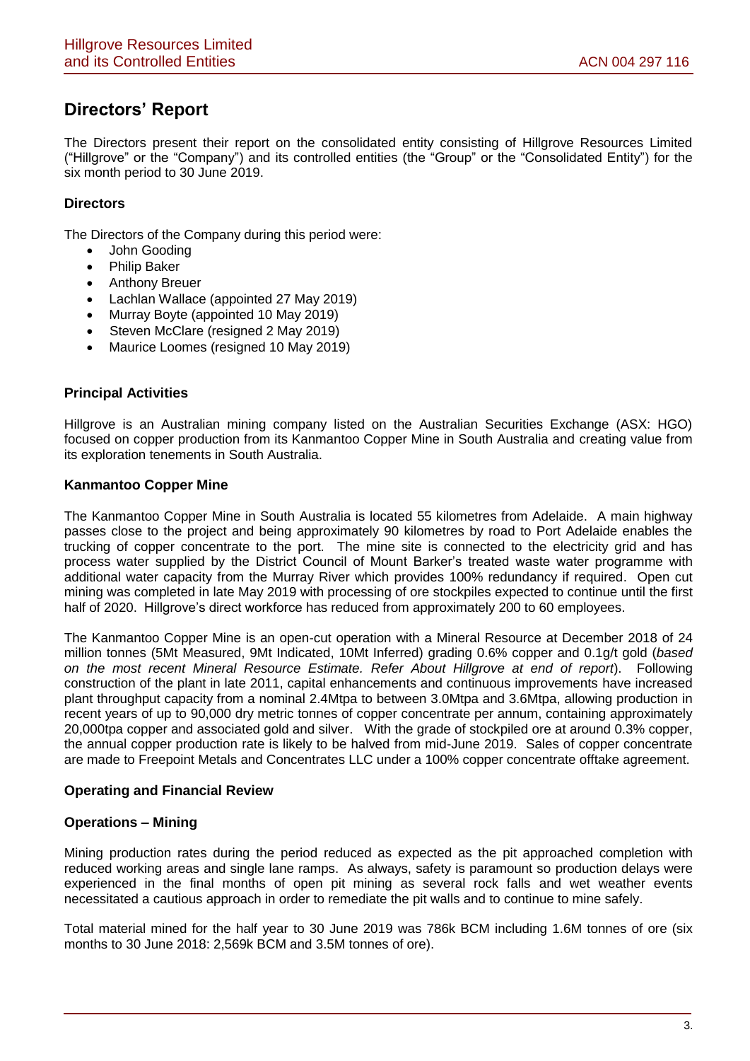# Directors' Report

The Directors present their report on the consolidated entity consisting of Hillgrove Resources Limited ("Hillgrove" or the "Company") and its controlled entities (the "Group" or the "Consolidated Entity") for the six month period to 30 June 2019.

### Directors

The Directors of the Company during this period were:

- John Gooding
- Philip Baker
- Anthony Breuer
- Lachlan Wallace (appointed 27 May 2019)
- Murray Boyte (appointed 10 May 2019)
- Steven McClare (resigned 2 May 2019)
- Maurice Loomes (resigned 10 May 2019)

### Principal Activities

Hillgrove is an Australian mining company listed on the Australian Securities Exchange (ASX: HGO) focused on copper production from its Kanmantoo Copper Mine in South Australia and creating value from its exploration tenements in South Australia.

### Kanmantoo Copper Mine

The Kanmantoo Copper Mine in South Australia is located 55 kilometres from Adelaide. A main highway passes close to the project and being approximately 90 kilometres by road to Port Adelaide enables the trucking of copper concentrate to the port. The mine site is connected to the electricity grid and has process water supplied by the District Council of Mount Barker's treated waste water programme with additional water capacity from the Murray River which provides 100% redundancy if required. Open cut mining was completed in late May 2019 with processing of ore stockpiles expected to continue until the first half of 2020. Hillgrove's direct workforce has reduced from approximately 200 to 60 employees.

The Kanmantoo Copper Mine is an open-cut operation with a Mineral Resource at December 2018 of 24 million tonnes (5Mt Measured, 9Mt Indicated, 10Mt Inferred) grading 0.6% copper and 0.1g/t gold (*based on the most recent Mineral Resource Estimate. Refer About Hillgrove at end of report*). Following construction of the plant in late 2011, capital enhancements and continuous improvements have increased plant throughput capacity from a nominal 2.4Mtpa to between 3.0Mtpa and 3.6Mtpa, allowing production in recent years of up to 90,000 dry metric tonnes of copper concentrate per annum, containing approximately 20,000tpa copper and associated gold and silver. With the grade of stockpiled ore at around 0.3% copper, the annual copper production rate is likely to be halved from mid-June 2019. Sales of copper concentrate are made to Freepoint Metals and Concentrates LLC under a 100% copper concentrate offtake agreement.

### Operating and Financial Review

### Operations – Mining

Mining production rates during the period reduced as expected as the pit approached completion with reduced working areas and single lane ramps. As always, safety is paramount so production delays were experienced in the final months of open pit mining as several rock falls and wet weather events necessitated a cautious approach in order to remediate the pit walls and to continue to mine safely.

Total material mined for the half year to 30 June 2019 was 786k BCM including 1.6M tonnes of ore (six months to 30 June 2018: 2,569k BCM and 3.5M tonnes of ore).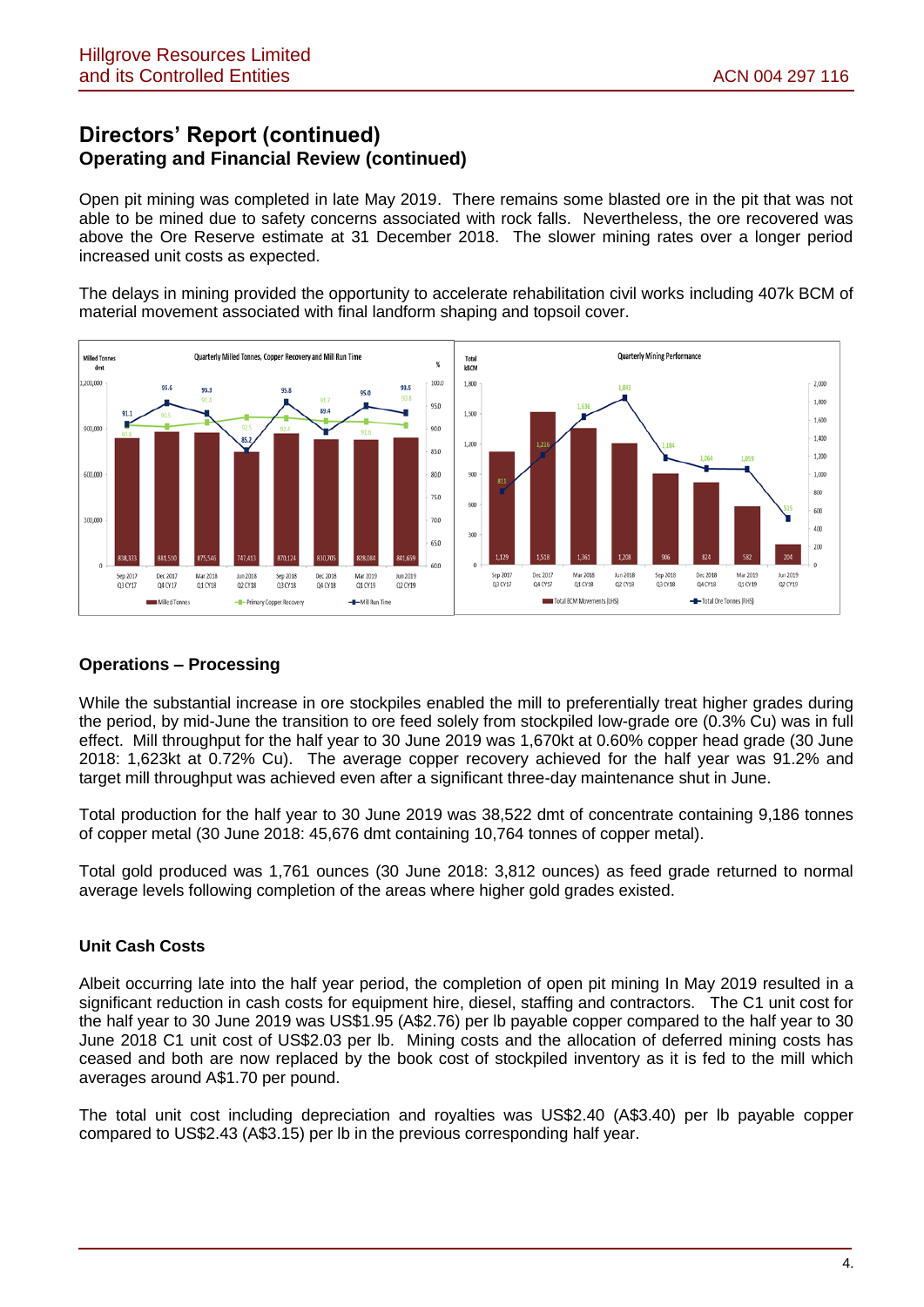# Directors' Report (continued)
## Operating and Financial Review (continued)

Open pit mining was completed in late May 2019. There remains some blasted ore in the pit that was not able to be mined due to safety concerns associated with rock falls. Nevertheless, the ore recovered was above the Ore Reserve estimate at 31 December 2018. The slower mining rates over a longer period increased unit costs as expected.

The delays in mining provided the opportunity to accelerate rehabilitation civil works including 407k BCM of material movement associated with final landform shaping and topsoil cover.

### Operations – Processing

While the substantial increase in ore stockpiles enabled the mill to preferentially treat higher grades during the period, by mid-June the transition to ore feed solely from stockpiled low-grade ore (0.3% Cu) was in full effect. Mill throughput for the half year to 30 June 2019 was 1,670kt at 0.60% copper head grade (30 June 2018: 1,623kt at 0.72% Cu). The average copper recovery achieved for the half year was 91.2% and target mill throughput was achieved even after a significant three-day maintenance shut in June.

Total production for the half year to 30 June 2019 was 38,522 dmt of concentrate containing 9,186 tonnes of copper metal (30 June 2018: 45,676 dmt containing 10,764 tonnes of copper metal).

Total gold produced was 1,761 ounces (30 June 2018: 3,812 ounces) as feed grade returned to normal average levels following completion of the areas where higher gold grades existed.

### Unit Cash Costs

Albeit occurring late into the half year period, the completion of open pit mining in May 2019 resulted in a significant reduction in cash costs for equipment hire, diesel, staffing and contractors. The C1 unit cost for the half year to 30 June 2019 was US$1.95 (A$2.76) per lb payable copper compared to the half year to 30 June 2018 C1 unit cost of US$2.03 per lb. Mining costs and the allocation of deferred mining costs has ceased and both are now replaced by the book cost of stockpiled inventory as it is fed to the mill which averages around A$1.70 per pound.

The total unit cost including depreciation and royalties was US$2.40 (A$3.40) per lb payable copper compared to US$2.43 (A$3.15) per lb in the previous corresponding half year.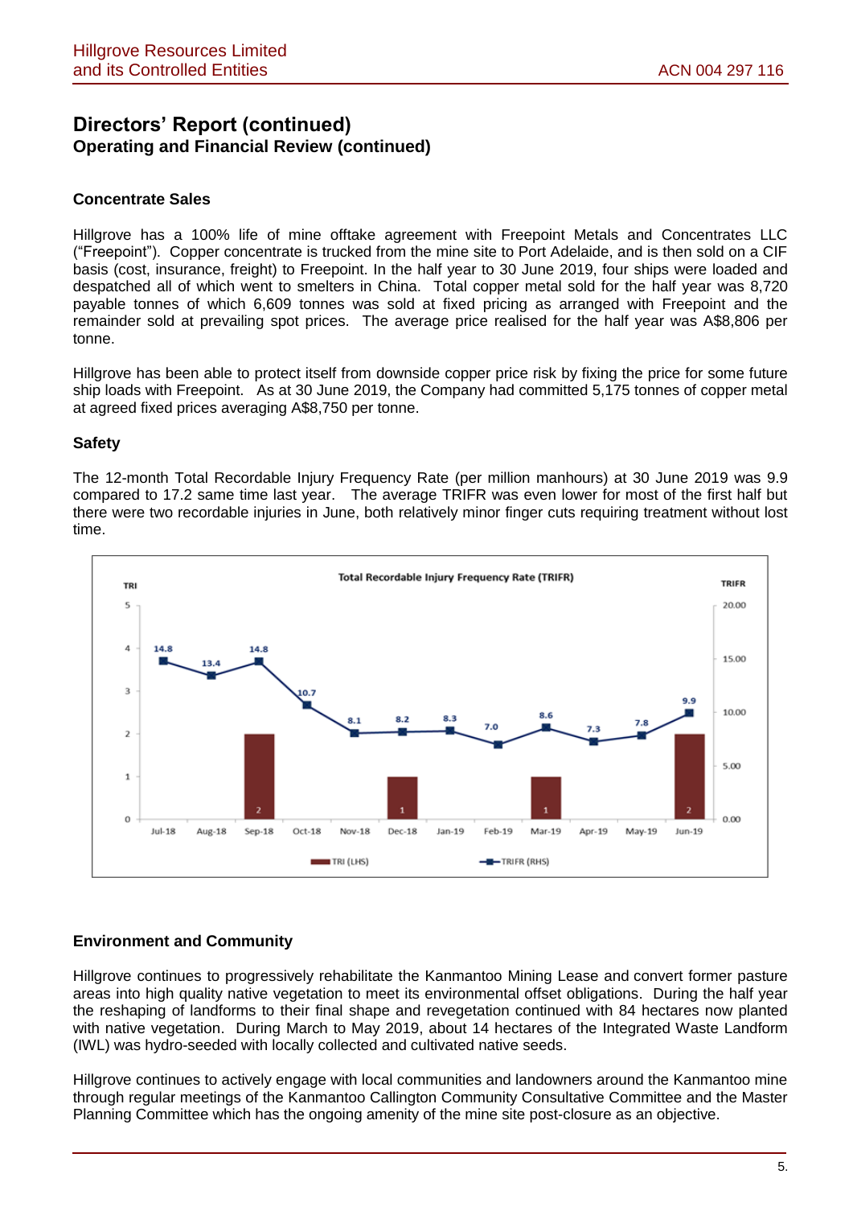# Directors' Report (continued)

## Operating and Financial Review (continued)

### Concentrate Sales

Hillgrove has a 100% life of mine offtake agreement with Freepoint Metals and Concentrates LLC ("Freepoint"). Copper concentrate is trucked from the mine site to Port Adelaide, and is then sold on a CIF basis (cost, insurance, freight) to Freepoint. In the half year to 30 June 2019, four ships were loaded and despatched all of which went to smelters in China. Total copper metal sold for the half year was 8,720 payable tonnes of which 6,609 tonnes was sold at fixed pricing as arranged with Freepoint and the remainder sold at prevailing spot prices. The average price realised for the half year was A$8,806 per tonne.

Hillgrove has been able to protect itself from downside copper price risk by fixing the price for some future ship loads with Freepoint. As at 30 June 2019, the Company had committed 5,175 tonnes of copper metal at agreed fixed prices averaging A$8,750 per tonne.

### Safety

The 12-month Total Recordable Injury Frequency Rate (per million manhours) at 30 June 2019 was 9.9 compared to 17.2 same time last year. The average TRIFR was even lower for most of the first half but there were two recordable injuries in June, both relatively minor finger cuts requiring treatment without lost time.

**Total Recordable Injury Frequency Rate (TRIFR)**

| Month | TRI (LHS) | TRIFR (RHS) |
|---|---|---|
| Jul-18 | | 14.8 |
| Aug-18 | | 13.4 |
| Sep-18 | 2 | 14.8 |
| Oct-18 | | 10.7 |
| Nov-18 | | 8.1 |
| Dec-18 | 1 | 8.2 |
| Jan-19 | | 8.3 |
| Feb-19 | | 7.0 |
| Mar-19 | 1 | 8.6 |
| Apr-19 | | 7.3 |
| May-19 | | 7.8 |
| Jun-19 | 2 | 9.9 |

### Environment and Community

Hillgrove continues to progressively rehabilitate the Kanmantoo Mining Lease and convert former pasture areas into high quality native vegetation to meet its environmental offset obligations. During the half year the reshaping of landforms to their final shape and revegetation continued with 84 hectares now planted with native vegetation. During March to May 2019, about 14 hectares of the Integrated Waste Landform (IWL) was hydro-seeded with locally collected and cultivated native seeds.

Hillgrove continues to actively engage with local communities and landowners around the Kanmantoo mine through regular meetings of the Kanmantoo Callington Community Consultative Committee and the Master Planning Committee which has the ongoing amenity of the mine site post-closure as an objective.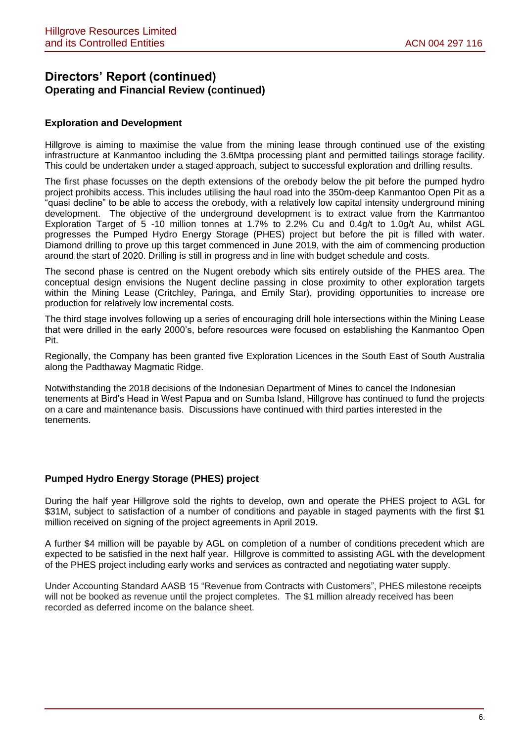## Directors' Report (continued)
### Operating and Financial Review (continued)

#### Exploration and Development

Hillgrove is aiming to maximise the value from the mining lease through continued use of the existing infrastructure at Kanmantoo including the 3.6Mtpa processing plant and permitted tailings storage facility. This could be undertaken under a staged approach, subject to successful exploration and drilling results.

The first phase focusses on the depth extensions of the orebody below the pit before the pumped hydro project prohibits access. This includes utilising the haul road into the 350m-deep Kanmantoo Open Pit as a "quasi decline" to be able to access the orebody, with a relatively low capital intensity underground mining development. The objective of the underground development is to extract value from the Kanmantoo Exploration Target of 5 -10 million tonnes at 1.7% to 2.2% Cu and 0.4g/t to 1.0g/t Au, whilst AGL progresses the Pumped Hydro Energy Storage (PHES) project but before the pit is filled with water. Diamond drilling to prove up this target commenced in June 2019, with the aim of commencing production around the start of 2020. Drilling is still in progress and in line with budget schedule and costs.

The second phase is centred on the Nugent orebody which sits entirely outside of the PHES area. The conceptual design envisions the Nugent decline passing in close proximity to other exploration targets within the Mining Lease (Critchley, Paringa, and Emily Star), providing opportunities to increase ore production for relatively low incremental costs.

The third stage involves following up a series of encouraging drill hole intersections within the Mining Lease that were drilled in the early 2000's, before resources were focused on establishing the Kanmantoo Open Pit.

Regionally, the Company has been granted five Exploration Licences in the South East of South Australia along the Padthaway Magmatic Ridge.

Notwithstanding the 2018 decisions of the Indonesian Department of Mines to cancel the Indonesian tenements at Bird's Head in West Papua and on Sumba Island, Hillgrove has continued to fund the projects on a care and maintenance basis. Discussions have continued with third parties interested in the tenements.

#### Pumped Hydro Energy Storage (PHES) project

During the half year Hillgrove sold the rights to develop, own and operate the PHES project to AGL for $31M, subject to satisfaction of a number of conditions and payable in staged payments with the first $1 million received on signing of the project agreements in April 2019.

A further $4 million will be payable by AGL on completion of a number of conditions precedent which are expected to be satisfied in the next half year. Hillgrove is committed to assisting AGL with the development of the PHES project including early works and services as contracted and negotiating water supply.

Under Accounting Standard AASB 15 "Revenue from Contracts with Customers", PHES milestone receipts will not be booked as revenue until the project completes. The $1 million already received has been recorded as deferred income on the balance sheet.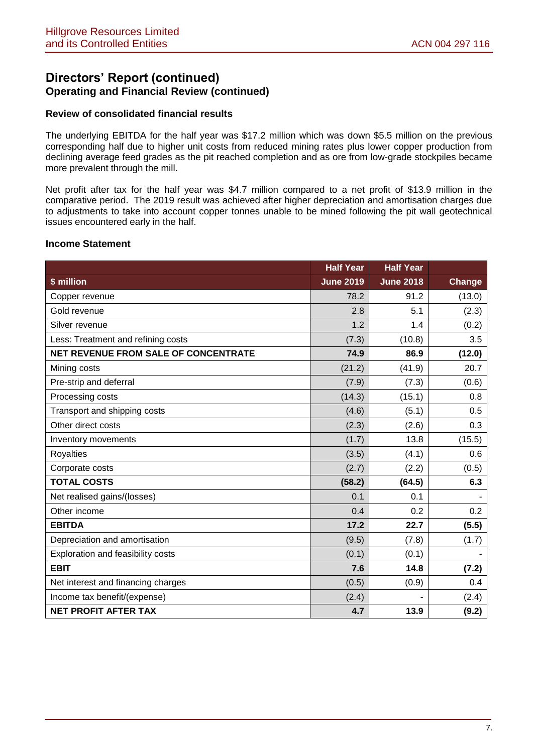# Directors' Report (continued)

## Operating and Financial Review (continued)

### Review of consolidated financial results

The underlying EBITDA for the half year was $17.2 million which was down $5.5 million on the previous corresponding half due to higher unit costs from reduced mining rates plus lower copper production from declining average feed grades as the pit reached completion and as ore from low-grade stockpiles became more prevalent through the mill.

Net profit after tax for the half year was $4.7 million compared to a net profit of $13.9 million in the comparative period. The 2019 result was achieved after higher depreciation and amortisation charges due to adjustments to take into account copper tonnes unable to be mined following the pit wall geotechnical issues encountered early in the half.

### Income Statement

| | Half Year | Half Year | |
|---|---|---|---|
| **$ million** | **June 2019** | **June 2018** | **Change** |
| Copper revenue | 78.2 | 91.2 | (13.0) |
| Gold revenue | 2.8 | 5.1 | (2.3) |
| Silver revenue | 1.2 | 1.4 | (0.2) |
| Less: Treatment and refining costs | (7.3) | (10.8) | 3.5 |
| **NET REVENUE FROM SALE OF CONCENTRATE** | **74.9** | **86.9** | **(12.0)** |
| Mining costs | (21.2) | (41.9) | 20.7 |
| Pre-strip and deferral | (7.9) | (7.3) | (0.6) |
| Processing costs | (14.3) | (15.1) | 0.8 |
| Transport and shipping costs | (4.6) | (5.1) | 0.5 |
| Other direct costs | (2.3) | (2.6) | 0.3 |
| Inventory movements | (1.7) | 13.8 | (15.5) |
| Royalties | (3.5) | (4.1) | 0.6 |
| Corporate costs | (2.7) | (2.2) | (0.5) |
| **TOTAL COSTS** | **(58.2)** | **(64.5)** | **6.3** |
| Net realised gains/(losses) | 0.1 | 0.1 | - |
| Other income | 0.4 | 0.2 | 0.2 |
| **EBITDA** | **17.2** | **22.7** | **(5.5)** |
| Depreciation and amortisation | (9.5) | (7.8) | (1.7) |
| Exploration and feasibility costs | (0.1) | (0.1) | - |
| **EBIT** | **7.6** | **14.8** | **(7.2)** |
| Net interest and financing charges | (0.5) | (0.9) | 0.4 |
| Income tax benefit/(expense) | (2.4) | - | (2.4) |
| **NET PROFIT AFTER TAX** | **4.7** | **13.9** | **(9.2)** |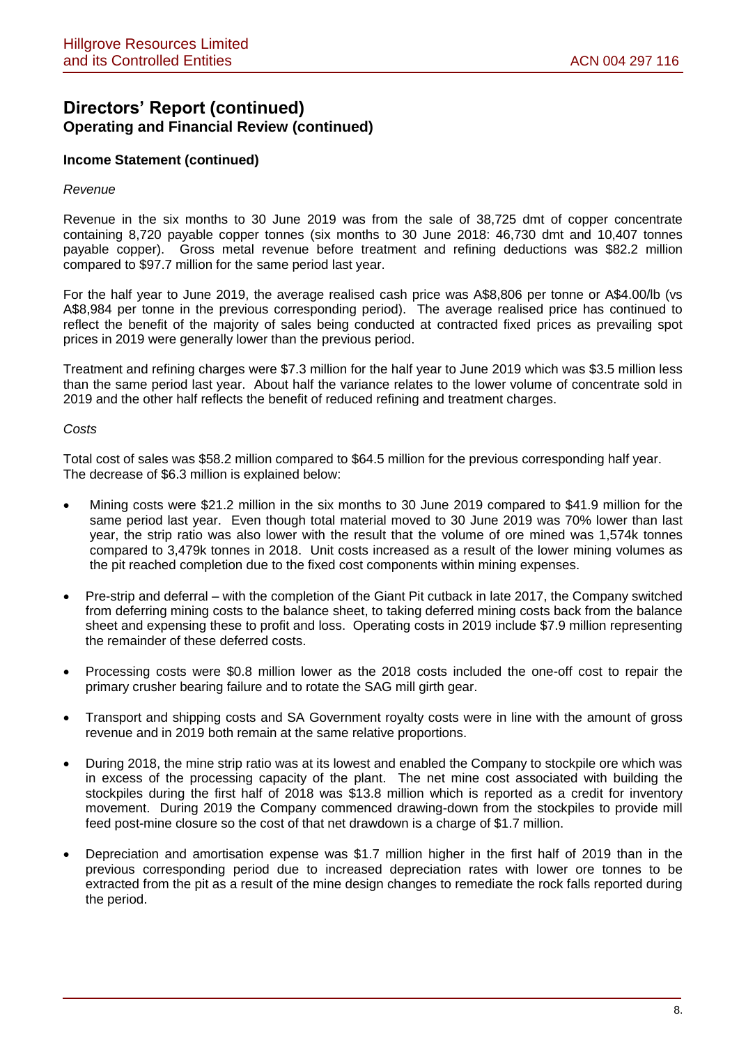## Directors' Report (continued)

### Operating and Financial Review (continued)

#### Income Statement (continued)

*Revenue*

Revenue in the six months to 30 June 2019 was from the sale of 38,725 dmt of copper concentrate containing 8,720 payable copper tonnes (six months to 30 June 2018: 46,730 dmt and 10,407 tonnes payable copper). Gross metal revenue before treatment and refining deductions was \$82.2 million compared to \$97.7 million for the same period last year.

For the half year to June 2019, the average realised cash price was A\$8,806 per tonne or A\$4.00/lb (vs A\$8,984 per tonne in the previous corresponding period). The average realised price has continued to reflect the benefit of the majority of sales being conducted at contracted fixed prices as prevailing spot prices in 2019 were generally lower than the previous period.

Treatment and refining charges were \$7.3 million for the half year to June 2019 which was \$3.5 million less than the same period last year. About half the variance relates to the lower volume of concentrate sold in 2019 and the other half reflects the benefit of reduced refining and treatment charges.

*Costs*

Total cost of sales was \$58.2 million compared to \$64.5 million for the previous corresponding half year. The decrease of \$6.3 million is explained below:

- Mining costs were \$21.2 million in the six months to 30 June 2019 compared to \$41.9 million for the same period last year. Even though total material moved to 30 June 2019 was 70% lower than last year, the strip ratio was also lower with the result that the volume of ore mined was 1,574k tonnes compared to 3,479k tonnes in 2018. Unit costs increased as a result of the lower mining volumes as the pit reached completion due to the fixed cost components within mining expenses.
- Pre-strip and deferral – with the completion of the Giant Pit cutback in late 2017, the Company switched from deferring mining costs to the balance sheet, to taking deferred mining costs back from the balance sheet and expensing these to profit and loss. Operating costs in 2019 include \$7.9 million representing the remainder of these deferred costs.
- Processing costs were \$0.8 million lower as the 2018 costs included the one-off cost to repair the primary crusher bearing failure and to rotate the SAG mill girth gear.
- Transport and shipping costs and SA Government royalty costs were in line with the amount of gross revenue and in 2019 both remain at the same relative proportions.
- During 2018, the mine strip ratio was at its lowest and enabled the Company to stockpile ore which was in excess of the processing capacity of the plant. The net mine cost associated with building the stockpiles during the first half of 2018 was \$13.8 million which is reported as a credit for inventory movement. During 2019 the Company commenced drawing-down from the stockpiles to provide mill feed post-mine closure so the cost of that net drawdown is a charge of \$1.7 million.
- Depreciation and amortisation expense was \$1.7 million higher in the first half of 2019 than in the previous corresponding period due to increased depreciation rates with lower ore tonnes to be extracted from the pit as a result of the mine design changes to remediate the rock falls reported during the period.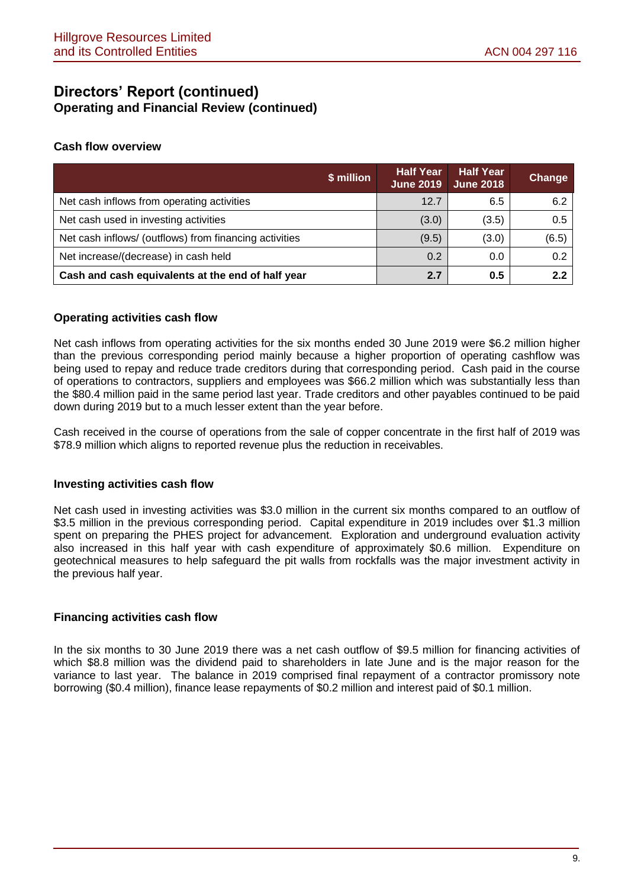# Directors' Report (continued)
## Operating and Financial Review (continued)

### Cash flow overview

| $ million | Half Year June 2019 | Half Year June 2018 | Change |
|---|---|---|---|
| Net cash inflows from operating activities | 12.7 | 6.5 | 6.2 |
| Net cash used in investing activities | (3.0) | (3.5) | 0.5 |
| Net cash inflows/ (outflows) from financing activities | (9.5) | (3.0) | (6.5) |
| Net increase/(decrease) in cash held | 0.2 | 0.0 | 0.2 |
| **Cash and cash equivalents at the end of half year** | **2.7** | **0.5** | **2.2** |

### Operating activities cash flow

Net cash inflows from operating activities for the six months ended 30 June 2019 were $6.2 million higher than the previous corresponding period mainly because a higher proportion of operating cashflow was being used to repay and reduce trade creditors during that corresponding period. Cash paid in the course of operations to contractors, suppliers and employees was $66.2 million which was substantially less than the $80.4 million paid in the same period last year. Trade creditors and other payables continued to be paid down during 2019 but to a much lesser extent than the year before.

Cash received in the course of operations from the sale of copper concentrate in the first half of 2019 was $78.9 million which aligns to reported revenue plus the reduction in receivables.

### Investing activities cash flow

Net cash used in investing activities was $3.0 million in the current six months compared to an outflow of $3.5 million in the previous corresponding period. Capital expenditure in 2019 includes over $1.3 million spent on preparing the PHES project for advancement. Exploration and underground evaluation activity also increased in this half year with cash expenditure of approximately $0.6 million. Expenditure on geotechnical measures to help safeguard the pit walls from rockfalls was the major investment activity in the previous half year.

### Financing activities cash flow

In the six months to 30 June 2019 there was a net cash outflow of $9.5 million for financing activities of which $8.8 million was the dividend paid to shareholders in late June and is the major reason for the variance to last year. The balance in 2019 comprised final repayment of a contractor promissory note borrowing ($0.4 million), finance lease repayments of $0.2 million and interest paid of $0.1 million.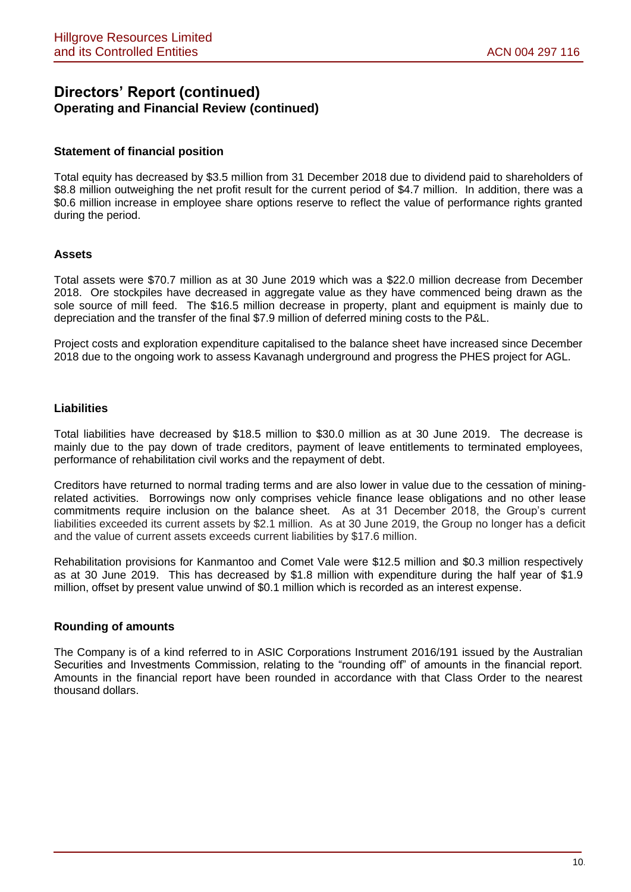# Directors' Report (continued)
## Operating and Financial Review (continued)

### Statement of financial position

Total equity has decreased by $3.5 million from 31 December 2018 due to dividend paid to shareholders of $8.8 million outweighing the net profit result for the current period of $4.7 million. In addition, there was a $0.6 million increase in employee share options reserve to reflect the value of performance rights granted during the period.

### Assets

Total assets were $70.7 million as at 30 June 2019 which was a $22.0 million decrease from December 2018. Ore stockpiles have decreased in aggregate value as they have commenced being drawn as the sole source of mill feed. The $16.5 million decrease in property, plant and equipment is mainly due to depreciation and the transfer of the final $7.9 million of deferred mining costs to the P&L.

Project costs and exploration expenditure capitalised to the balance sheet have increased since December 2018 due to the ongoing work to assess Kavanagh underground and progress the PHES project for AGL.

### Liabilities

Total liabilities have decreased by $18.5 million to $30.0 million as at 30 June 2019. The decrease is mainly due to the pay down of trade creditors, payment of leave entitlements to terminated employees, performance of rehabilitation civil works and the repayment of debt.

Creditors have returned to normal trading terms and are also lower in value due to the cessation of mining-related activities. Borrowings now only comprises vehicle finance lease obligations and no other lease commitments require inclusion on the balance sheet. As at 31 December 2018, the Group's current liabilities exceeded its current assets by $2.1 million. As at 30 June 2019, the Group no longer has a deficit and the value of current assets exceeds current liabilities by $17.6 million.

Rehabilitation provisions for Kanmantoo and Comet Vale were $12.5 million and $0.3 million respectively as at 30 June 2019. This has decreased by $1.8 million with expenditure during the half year of $1.9 million, offset by present value unwind of $0.1 million which is recorded as an interest expense.

### Rounding of amounts

The Company is of a kind referred to in ASIC Corporations Instrument 2016/191 issued by the Australian Securities and Investments Commission, relating to the "rounding off" of amounts in the financial report. Amounts in the financial report have been rounded in accordance with that Class Order to the nearest thousand dollars.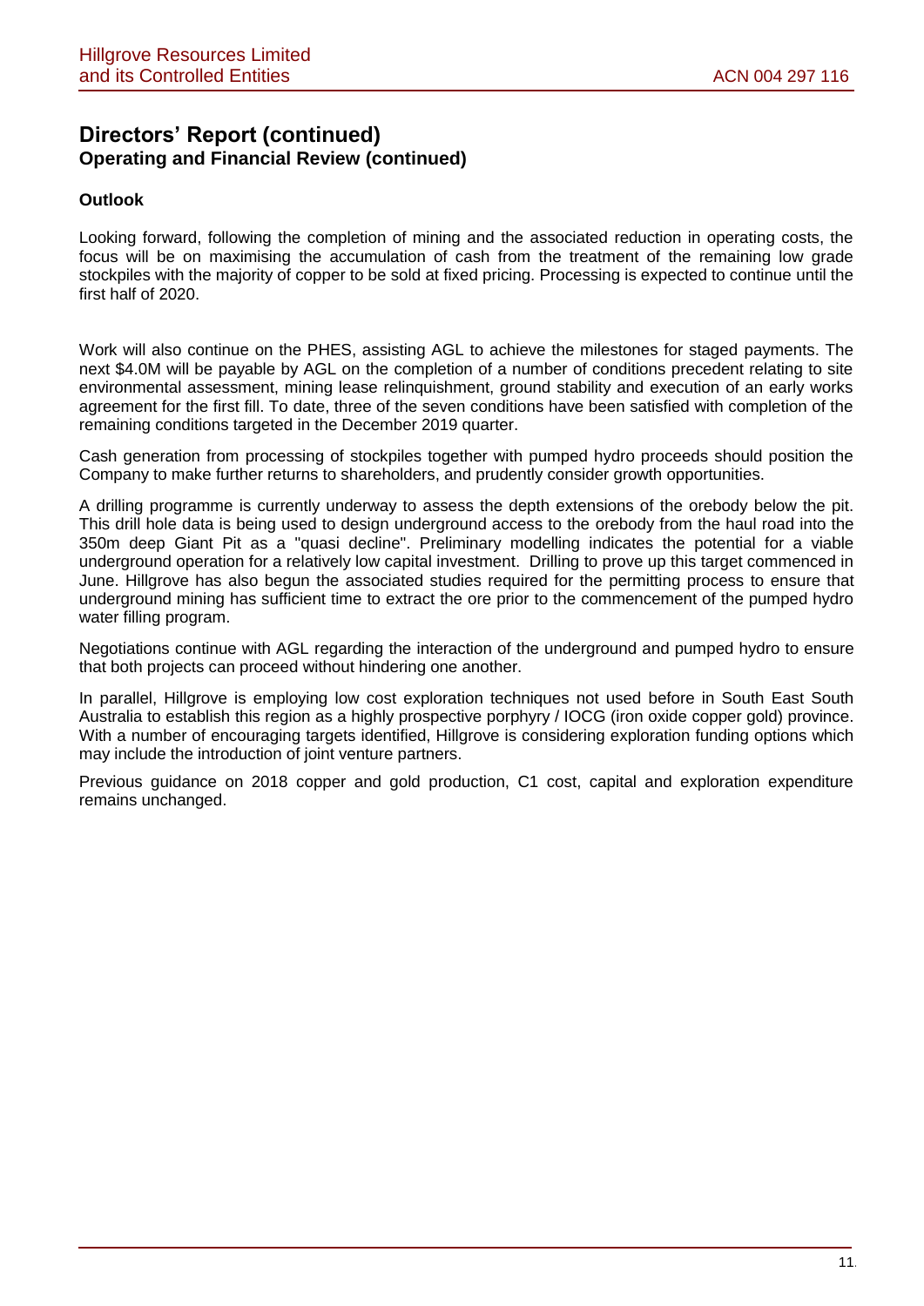# Directors' Report (continued)

## Operating and Financial Review (continued)

### Outlook

Looking forward, following the completion of mining and the associated reduction in operating costs, the focus will be on maximising the accumulation of cash from the treatment of the remaining low grade stockpiles with the majority of copper to be sold at fixed pricing. Processing is expected to continue until the first half of 2020.

Work will also continue on the PHES, assisting AGL to achieve the milestones for staged payments. The next $4.0M will be payable by AGL on the completion of a number of conditions precedent relating to site environmental assessment, mining lease relinquishment, ground stability and execution of an early works agreement for the first fill. To date, three of the seven conditions have been satisfied with completion of the remaining conditions targeted in the December 2019 quarter.

Cash generation from processing of stockpiles together with pumped hydro proceeds should position the Company to make further returns to shareholders, and prudently consider growth opportunities.

A drilling programme is currently underway to assess the depth extensions of the orebody below the pit. This drill hole data is being used to design underground access to the orebody from the haul road into the 350m deep Giant Pit as a "quasi decline". Preliminary modelling indicates the potential for a viable underground operation for a relatively low capital investment. Drilling to prove up this target commenced in June. Hillgrove has also begun the associated studies required for the permitting process to ensure that underground mining has sufficient time to extract the ore prior to the commencement of the pumped hydro water filling program.

Negotiations continue with AGL regarding the interaction of the underground and pumped hydro to ensure that both projects can proceed without hindering one another.

In parallel, Hillgrove is employing low cost exploration techniques not used before in South East South Australia to establish this region as a highly prospective porphyry / IOCG (iron oxide copper gold) province. With a number of encouraging targets identified, Hillgrove is considering exploration funding options which may include the introduction of joint venture partners.

Previous guidance on 2018 copper and gold production, C1 cost, capital and exploration expenditure remains unchanged.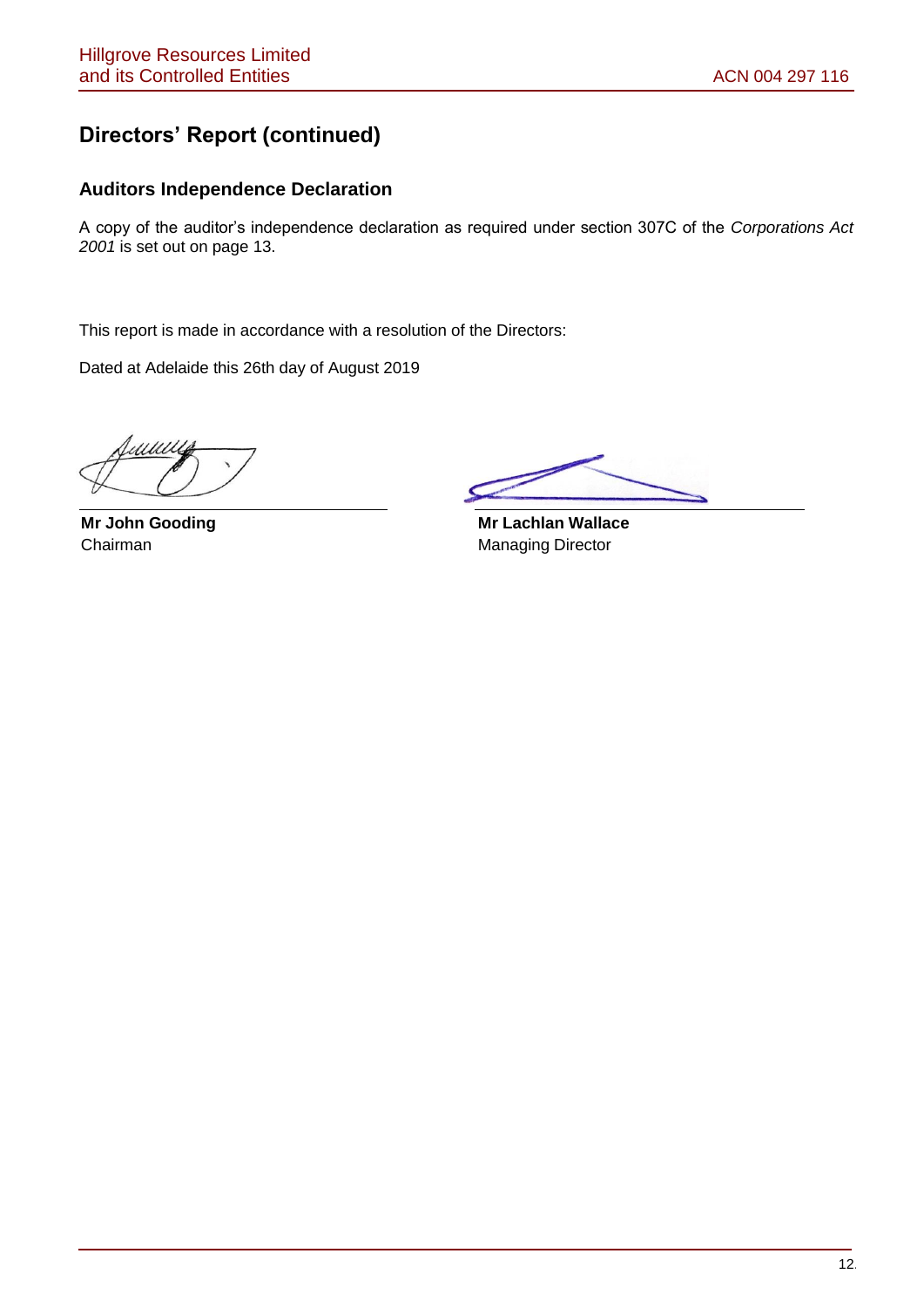## Directors' Report (continued)

### Auditors Independence Declaration

A copy of the auditor's independence declaration as required under section 307C of the *Corporations Act 2001* is set out on page 13.

This report is made in accordance with a resolution of the Directors:

Dated at Adelaide this 26th day of August 2019

**Mr John Gooding**
Chairman

**Mr Lachlan Wallace**
Managing Director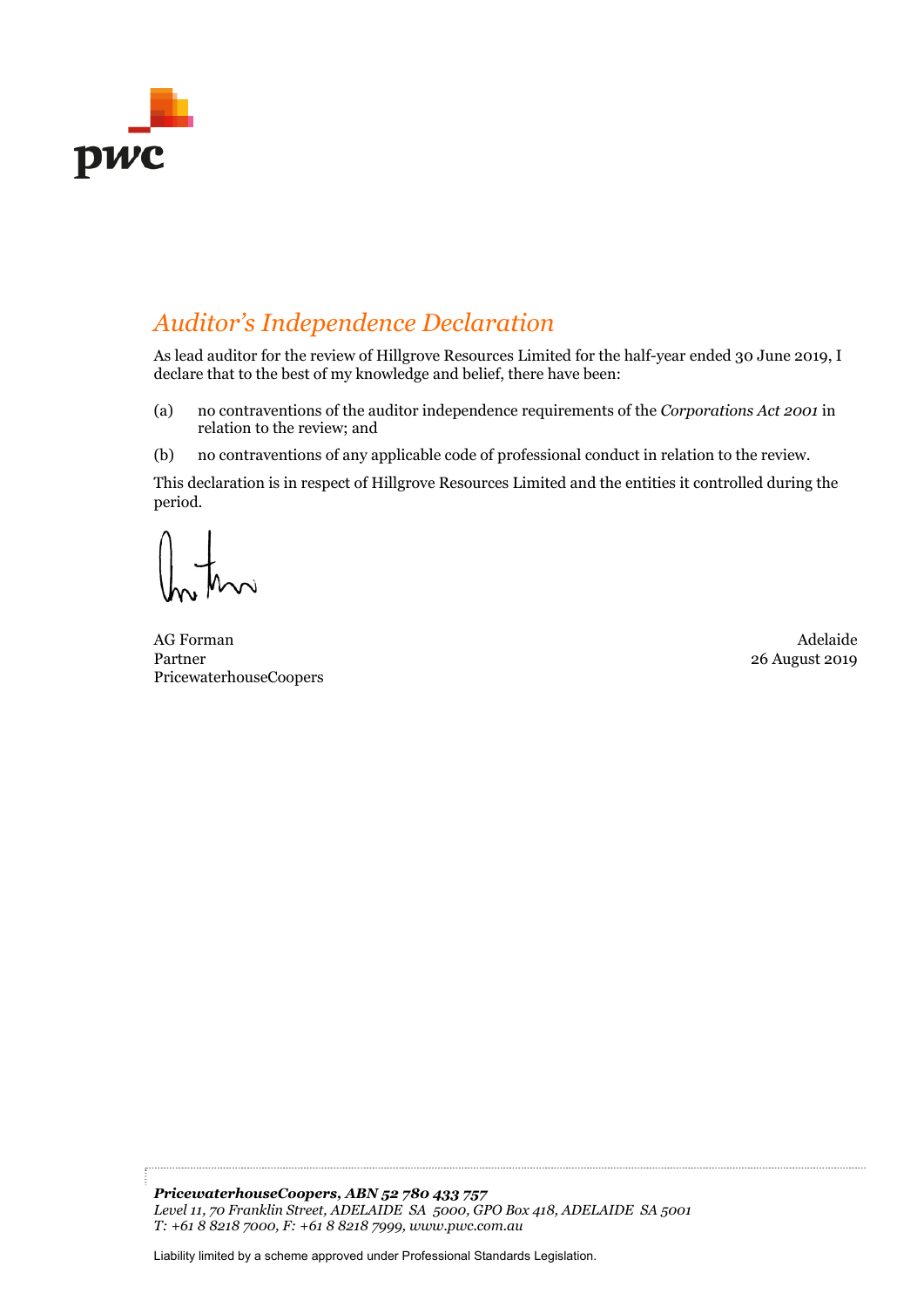# *Auditor's Independence Declaration*

As lead auditor for the review of Hillgrove Resources Limited for the half-year ended 30 June 2019, I declare that to the best of my knowledge and belief, there have been:

(a) no contraventions of the auditor independence requirements of the *Corporations Act 2001* in relation to the review; and

(b) no contraventions of any applicable code of professional conduct in relation to the review.

This declaration is in respect of Hillgrove Resources Limited and the entities it controlled during the period.

AG Forman
Partner
PricewaterhouseCoopers

Adelaide
26 August 2019

***PricewaterhouseCoopers, ABN 52 780 433 757***
*Level 11, 70 Franklin Street, ADELAIDE SA 5000, GPO Box 418, ADELAIDE SA 5001*
*T: +61 8 8218 7000, F: +61 8 8218 7999, www.pwc.com.au*

Liability limited by a scheme approved under Professional Standards Legislation.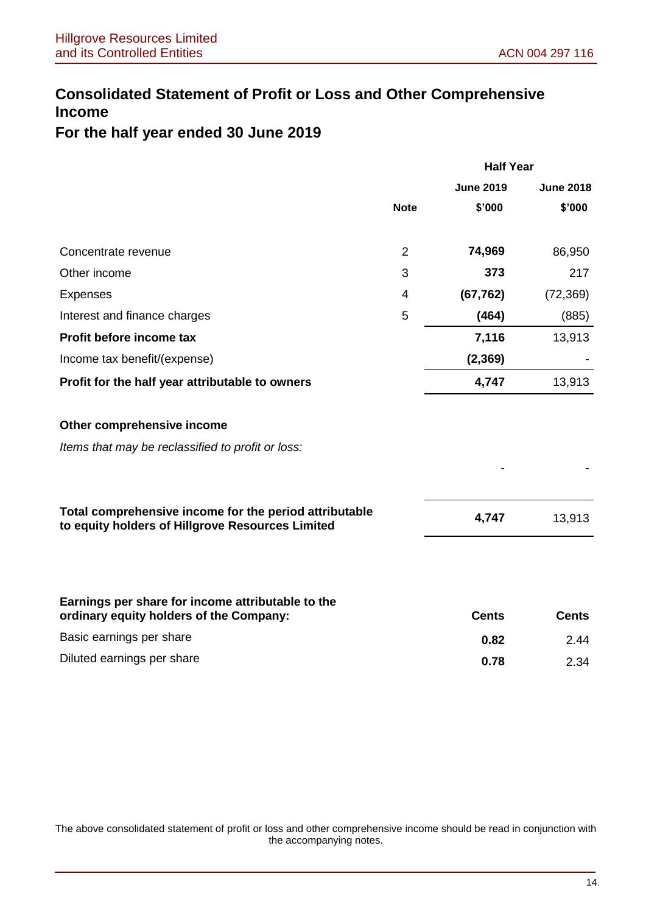# Consolidated Statement of Profit or Loss and Other Comprehensive Income

## For the half year ended 30 June 2019

| | | Half Year | |
|---|---|---|---|
| | | **June 2019** | **June 2018** |
| | **Note** | **$'000** | **$'000** |
| Concentrate revenue | 2 | **74,969** | 86,950 |
| Other income | 3 | **373** | 217 |
| Expenses | 4 | **(67,762)** | (72,369) |
| Interest and finance charges | 5 | **(464)** | (885) |
| **Profit before income tax** | | **7,116** | 13,913 |
| Income tax benefit/(expense) | | **(2,369)** | - |
| **Profit for the half year attributable to owners** | | **4,747** | 13,913 |
| | | | |
| **Other comprehensive income** | | | |
| *Items that may be reclassified to profit or loss:* | | | |
| | | - | - |
| | | | |
| **Total comprehensive income for the period attributable to equity holders of Hillgrove Resources Limited** | | **4,747** | 13,913 |
| | | | |
| **Earnings per share for income attributable to the ordinary equity holders of the Company:** | | **Cents** | **Cents** |
| Basic earnings per share | | **0.82** | 2.44 |
| Diluted earnings per share | | **0.78** | 2.34 |

The above consolidated statement of profit or loss and other comprehensive income should be read in conjunction with the accompanying notes.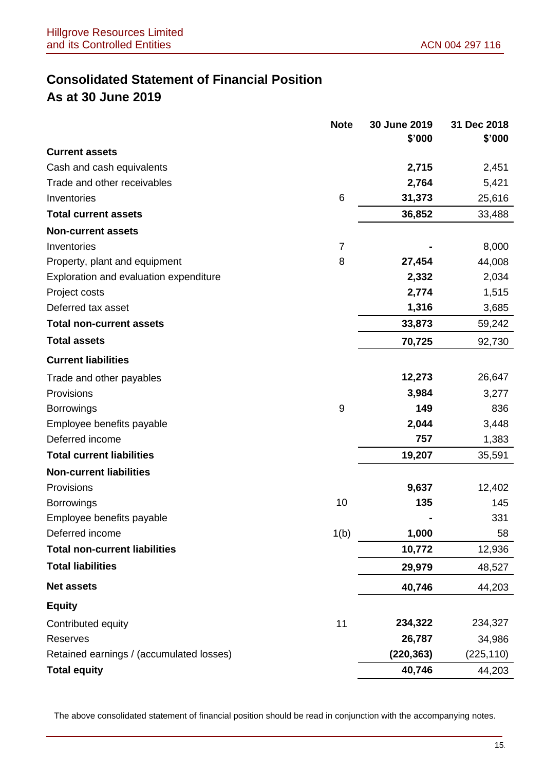# Consolidated Statement of Financial Position
## As at 30 June 2019

| | Note | 30 June 2019 $'000 | 31 Dec 2018 $'000 |
|---|---|---|---|
| **Current assets** | | | |
| Cash and cash equivalents | | **2,715** | 2,451 |
| Trade and other receivables | | **2,764** | 5,421 |
| Inventories | 6 | **31,373** | 25,616 |
| **Total current assets** | | **36,852** | 33,488 |
| **Non-current assets** | | | |
| Inventories | 7 | **-** | 8,000 |
| Property, plant and equipment | 8 | **27,454** | 44,008 |
| Exploration and evaluation expenditure | | **2,332** | 2,034 |
| Project costs | | **2,774** | 1,515 |
| Deferred tax asset | | **1,316** | 3,685 |
| **Total non-current assets** | | **33,873** | 59,242 |
| **Total assets** | | **70,725** | 92,730 |
| **Current liabilities** | | | |
| Trade and other payables | | **12,273** | 26,647 |
| Provisions | | **3,984** | 3,277 |
| Borrowings | 9 | **149** | 836 |
| Employee benefits payable | | **2,044** | 3,448 |
| Deferred income | | **757** | 1,383 |
| **Total current liabilities** | | **19,207** | 35,591 |
| **Non-current liabilities** | | | |
| Provisions | | **9,637** | 12,402 |
| Borrowings | 10 | **135** | 145 |
| Employee benefits payable | | **-** | 331 |
| Deferred income | 1(b) | **1,000** | 58 |
| **Total non-current liabilities** | | **10,772** | 12,936 |
| **Total liabilities** | | **29,979** | 48,527 |
| **Net assets** | | **40,746** | 44,203 |
| **Equity** | | | |
| Contributed equity | 11 | **234,322** | 234,327 |
| Reserves | | **26,787** | 34,986 |
| Retained earnings / (accumulated losses) | | **(220,363)** | (225,110) |
| **Total equity** | | **40,746** | 44,203 |

The above consolidated statement of financial position should be read in conjunction with the accompanying notes.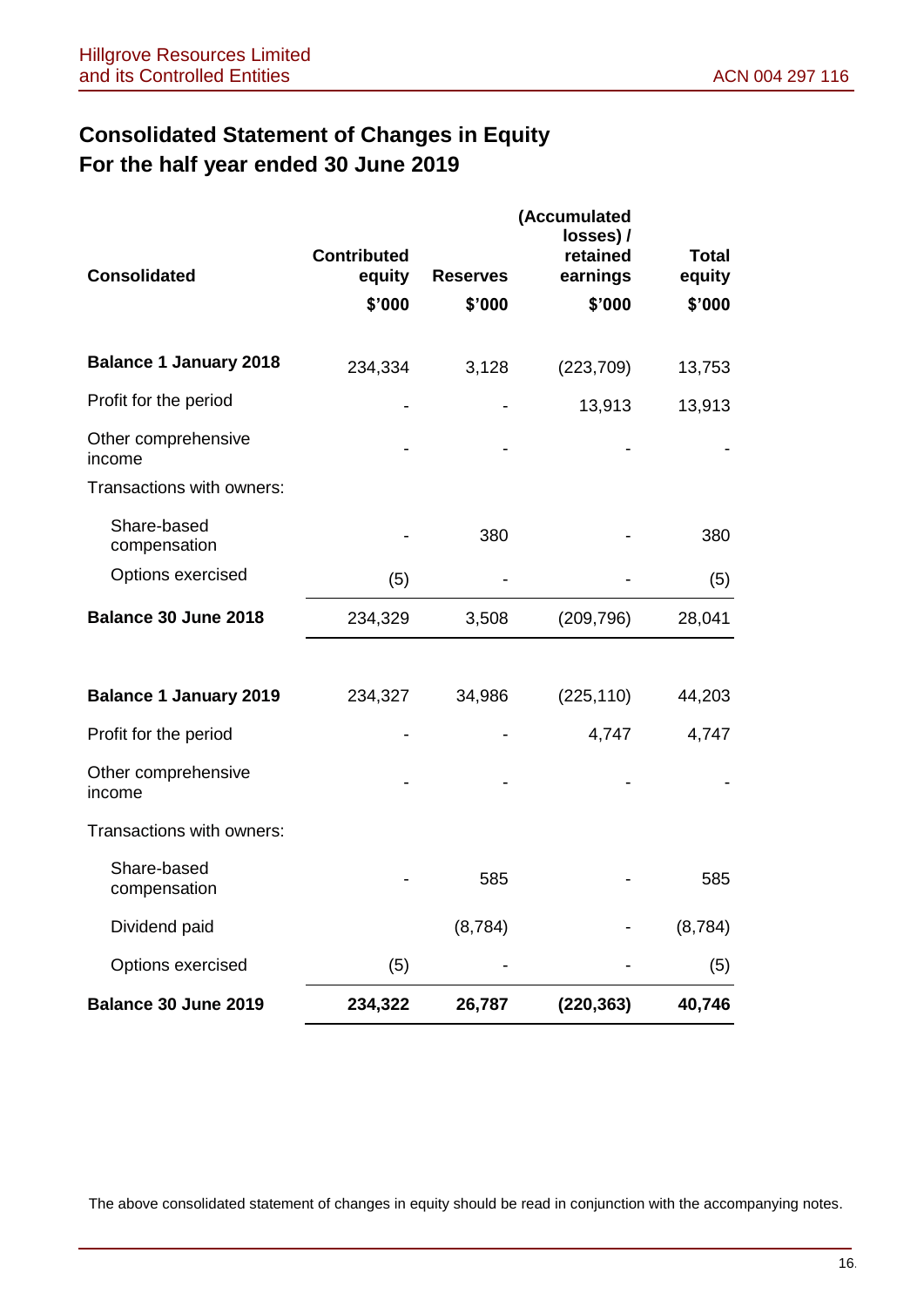# Consolidated Statement of Changes in Equity
## For the half year ended 30 June 2019

| Consolidated | Contributed equity $'000 | Reserves $'000 | (Accumulated losses) / retained earnings $'000 | Total equity $'000 |
|---|---|---|---|---|
| **Balance 1 January 2018** | 234,334 | 3,128 | (223,709) | 13,753 |
| Profit for the period | - | - | 13,913 | 13,913 |
| Other comprehensive income | - | - | - | - |
| Transactions with owners: | | | | |
| Share-based compensation | - | 380 | - | 380 |
| Options exercised | (5) | - | - | (5) |
| **Balance 30 June 2018** | 234,329 | 3,508 | (209,796) | 28,041 |
| | | | | |
| **Balance 1 January 2019** | 234,327 | 34,986 | (225,110) | 44,203 |
| Profit for the period | - | - | 4,747 | 4,747 |
| Other comprehensive income | - | - | - | - |
| Transactions with owners: | | | | |
| Share-based compensation | - | 585 | - | 585 |
| Dividend paid | | (8,784) | - | (8,784) |
| Options exercised | (5) | - | - | (5) |
| **Balance 30 June 2019** | **234,322** | **26,787** | **(220,363)** | **40,746** |

The above consolidated statement of changes in equity should be read in conjunction with the accompanying notes.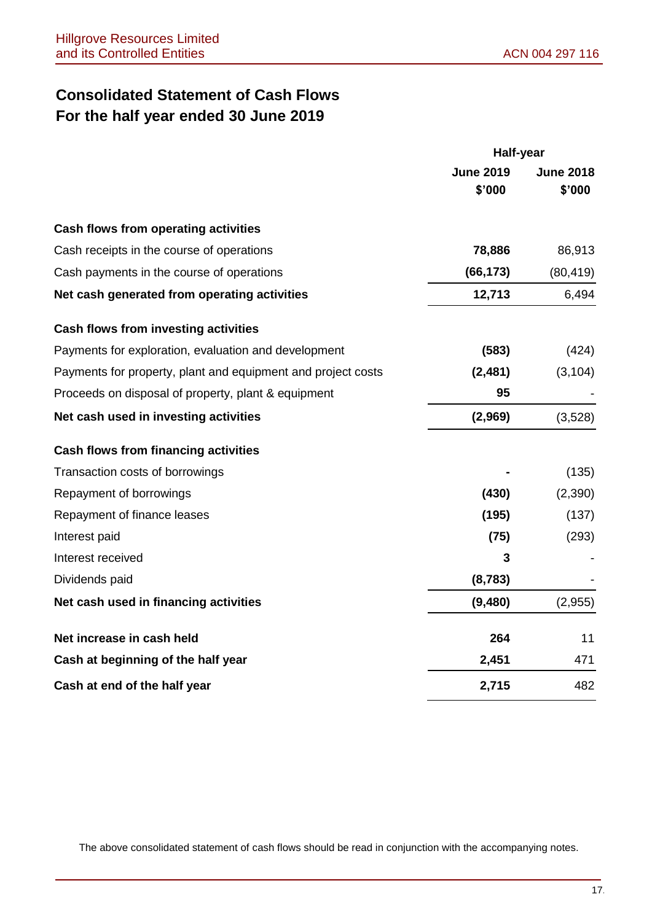# Consolidated Statement of Cash Flows
## For the half year ended 30 June 2019

| | Half-year | |
|---|---|---|
| | **June 2019** | **June 2018** |
| | **$'000** | **$'000** |
| **Cash flows from operating activities** | | |
| Cash receipts in the course of operations | **78,886** | 86,913 |
| Cash payments in the course of operations | **(66,173)** | (80,419) |
| **Net cash generated from operating activities** | **12,713** | 6,494 |
| **Cash flows from investing activities** | | |
| Payments for exploration, evaluation and development | **(583)** | (424) |
| Payments for property, plant and equipment and project costs | **(2,481)** | (3,104) |
| Proceeds on disposal of property, plant & equipment | **95** | - |
| **Net cash used in investing activities** | **(2,969)** | (3,528) |
| **Cash flows from financing activities** | | |
| Transaction costs of borrowings | **-** | (135) |
| Repayment of borrowings | **(430)** | (2,390) |
| Repayment of finance leases | **(195)** | (137) |
| Interest paid | **(75)** | (293) |
| Interest received | **3** | - |
| Dividends paid | **(8,783)** | - |
| **Net cash used in financing activities** | **(9,480)** | (2,955) |
| **Net increase in cash held** | **264** | 11 |
| **Cash at beginning of the half year** | **2,451** | 471 |
| **Cash at end of the half year** | **2,715** | 482 |

The above consolidated statement of cash flows should be read in conjunction with the accompanying notes.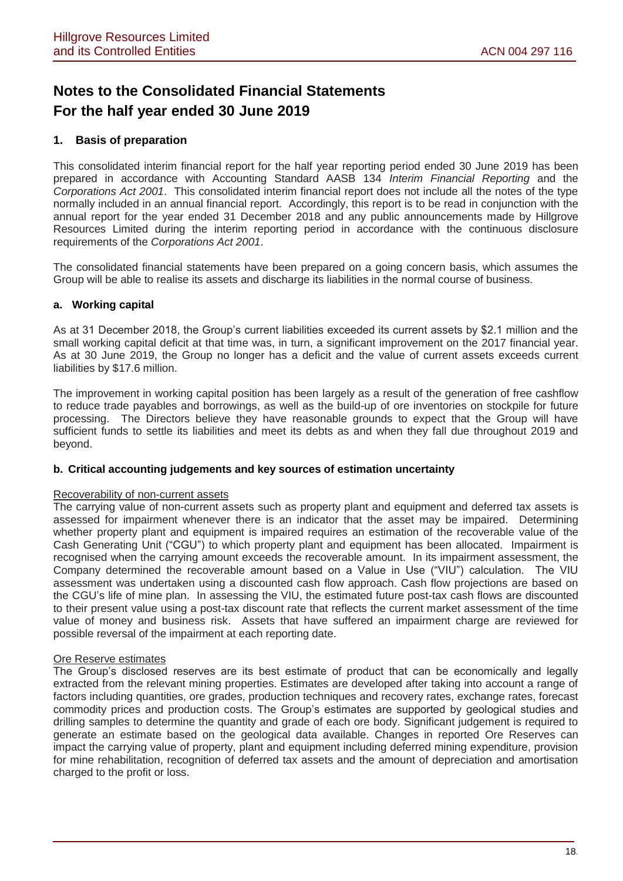# Notes to the Consolidated Financial Statements
# For the half year ended 30 June 2019

## 1. Basis of preparation

This consolidated interim financial report for the half year reporting period ended 30 June 2019 has been prepared in accordance with Accounting Standard AASB 134 *Interim Financial Reporting* and the *Corporations Act 2001*. This consolidated interim financial report does not include all the notes of the type normally included in an annual financial report. Accordingly, this report is to be read in conjunction with the annual report for the year ended 31 December 2018 and any public announcements made by Hillgrove Resources Limited during the interim reporting period in accordance with the continuous disclosure requirements of the *Corporations Act 2001*.

The consolidated financial statements have been prepared on a going concern basis, which assumes the Group will be able to realise its assets and discharge its liabilities in the normal course of business.

### a. Working capital

As at 31 December 2018, the Group's current liabilities exceeded its current assets by $2.1 million and the small working capital deficit at that time was, in turn, a significant improvement on the 2017 financial year. As at 30 June 2019, the Group no longer has a deficit and the value of current assets exceeds current liabilities by $17.6 million.

The improvement in working capital position has been largely as a result of the generation of free cashflow to reduce trade payables and borrowings, as well as the build-up of ore inventories on stockpile for future processing. The Directors believe they have reasonable grounds to expect that the Group will have sufficient funds to settle its liabilities and meet its debts as and when they fall due throughout 2019 and beyond.

### b. Critical accounting judgements and key sources of estimation uncertainty

<u>Recoverability of non-current assets</u>

The carrying value of non-current assets such as property plant and equipment and deferred tax assets is assessed for impairment whenever there is an indicator that the asset may be impaired. Determining whether property plant and equipment is impaired requires an estimation of the recoverable value of the Cash Generating Unit ("CGU") to which property plant and equipment has been allocated. Impairment is recognised when the carrying amount exceeds the recoverable amount. In its impairment assessment, the Company determined the recoverable amount based on a Value in Use ("VIU") calculation. The VIU assessment was undertaken using a discounted cash flow approach. Cash flow projections are based on the CGU's life of mine plan. In assessing the VIU, the estimated future post-tax cash flows are discounted to their present value using a post-tax discount rate that reflects the current market assessment of the time value of money and business risk. Assets that have suffered an impairment charge are reviewed for possible reversal of the impairment at each reporting date.

<u>Ore Reserve estimates</u>

The Group's disclosed reserves are its best estimate of product that can be economically and legally extracted from the relevant mining properties. Estimates are developed after taking into account a range of factors including quantities, ore grades, production techniques and recovery rates, exchange rates, forecast commodity prices and production costs. The Group's estimates are supported by geological studies and drilling samples to determine the quantity and grade of each ore body. Significant judgement is required to generate an estimate based on the geological data available. Changes in reported Ore Reserves can impact the carrying value of property, plant and equipment including deferred mining expenditure, provision for mine rehabilitation, recognition of deferred tax assets and the amount of depreciation and amortisation charged to the profit or loss.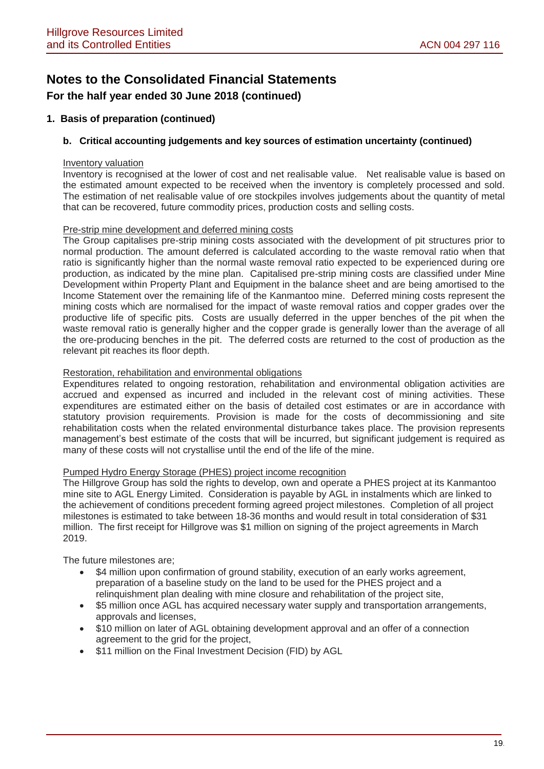# Notes to the Consolidated Financial Statements

## For the half year ended 30 June 2018 (continued)

### 1. Basis of preparation (continued)

#### b. Critical accounting judgements and key sources of estimation uncertainty (continued)

Inventory valuation

Inventory is recognised at the lower of cost and net realisable value. Net realisable value is based on the estimated amount expected to be received when the inventory is completely processed and sold. The estimation of net realisable value of ore stockpiles involves judgements about the quantity of metal that can be recovered, future commodity prices, production costs and selling costs.

Pre-strip mine development and deferred mining costs

The Group capitalises pre-strip mining costs associated with the development of pit structures prior to normal production. The amount deferred is calculated according to the waste removal ratio when that ratio is significantly higher than the normal waste removal ratio expected to be experienced during ore production, as indicated by the mine plan. Capitalised pre-strip mining costs are classified under Mine Development within Property Plant and Equipment in the balance sheet and are being amortised to the Income Statement over the remaining life of the Kanmantoo mine. Deferred mining costs represent the mining costs which are normalised for the impact of waste removal ratios and copper grades over the productive life of specific pits. Costs are usually deferred in the upper benches of the pit when the waste removal ratio is generally higher and the copper grade is generally lower than the average of all the ore-producing benches in the pit. The deferred costs are returned to the cost of production as the relevant pit reaches its floor depth.

Restoration, rehabilitation and environmental obligations

Expenditures related to ongoing restoration, rehabilitation and environmental obligation activities are accrued and expensed as incurred and included in the relevant cost of mining activities. These expenditures are estimated either on the basis of detailed cost estimates or are in accordance with statutory provision requirements. Provision is made for the costs of decommissioning and site rehabilitation costs when the related environmental disturbance takes place. The provision represents management's best estimate of the costs that will be incurred, but significant judgement is required as many of these costs will not crystallise until the end of the life of the mine.

Pumped Hydro Energy Storage (PHES) project income recognition

The Hillgrove Group has sold the rights to develop, own and operate a PHES project at its Kanmantoo mine site to AGL Energy Limited. Consideration is payable by AGL in instalments which are linked to the achievement of conditions precedent forming agreed project milestones. Completion of all project milestones is estimated to take between 18-36 months and would result in total consideration of $31 million. The first receipt for Hillgrove was $1 million on signing of the project agreements in March 2019.

The future milestones are;

- $4 million upon confirmation of ground stability, execution of an early works agreement, preparation of a baseline study on the land to be used for the PHES project and a relinquishment plan dealing with mine closure and rehabilitation of the project site,
- $5 million once AGL has acquired necessary water supply and transportation arrangements, approvals and licenses,
- $10 million on later of AGL obtaining development approval and an offer of a connection agreement to the grid for the project,
- $11 million on the Final Investment Decision (FID) by AGL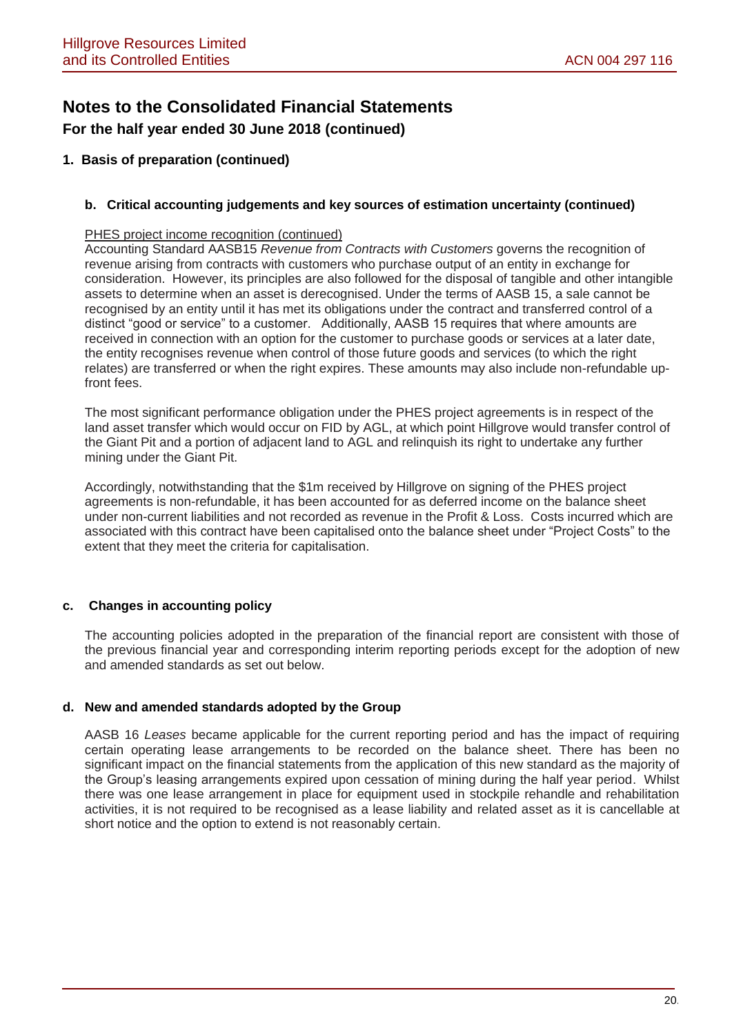# Notes to the Consolidated Financial Statements

## For the half year ended 30 June 2018 (continued)

### 1. Basis of preparation (continued)

#### b. Critical accounting judgements and key sources of estimation uncertainty (continued)

PHES project income recognition (continued)

Accounting Standard AASB15 *Revenue from Contracts with Customers* governs the recognition of revenue arising from contracts with customers who purchase output of an entity in exchange for consideration. However, its principles are also followed for the disposal of tangible and other intangible assets to determine when an asset is derecognised. Under the terms of AASB 15, a sale cannot be recognised by an entity until it has met its obligations under the contract and transferred control of a distinct "good or service" to a customer. Additionally, AASB 15 requires that where amounts are received in connection with an option for the customer to purchase goods or services at a later date, the entity recognises revenue when control of those future goods and services (to which the right relates) are transferred or when the right expires. These amounts may also include non-refundable up-front fees.

The most significant performance obligation under the PHES project agreements is in respect of the land asset transfer which would occur on FID by AGL, at which point Hillgrove would transfer control of the Giant Pit and a portion of adjacent land to AGL and relinquish its right to undertake any further mining under the Giant Pit.

Accordingly, notwithstanding that the $1m received by Hillgrove on signing of the PHES project agreements is non-refundable, it has been accounted for as deferred income on the balance sheet under non-current liabilities and not recorded as revenue in the Profit & Loss. Costs incurred which are associated with this contract have been capitalised onto the balance sheet under "Project Costs" to the extent that they meet the criteria for capitalisation.

#### c. Changes in accounting policy

The accounting policies adopted in the preparation of the financial report are consistent with those of the previous financial year and corresponding interim reporting periods except for the adoption of new and amended standards as set out below.

#### d. New and amended standards adopted by the Group

AASB 16 *Leases* became applicable for the current reporting period and has the impact of requiring certain operating lease arrangements to be recorded on the balance sheet. There has been no significant impact on the financial statements from the application of this new standard as the majority of the Group's leasing arrangements expired upon cessation of mining during the half year period. Whilst there was one lease arrangement in place for equipment used in stockpile rehandle and rehabilitation activities, it is not required to be recognised as a lease liability and related asset as it is cancellable at short notice and the option to extend is not reasonably certain.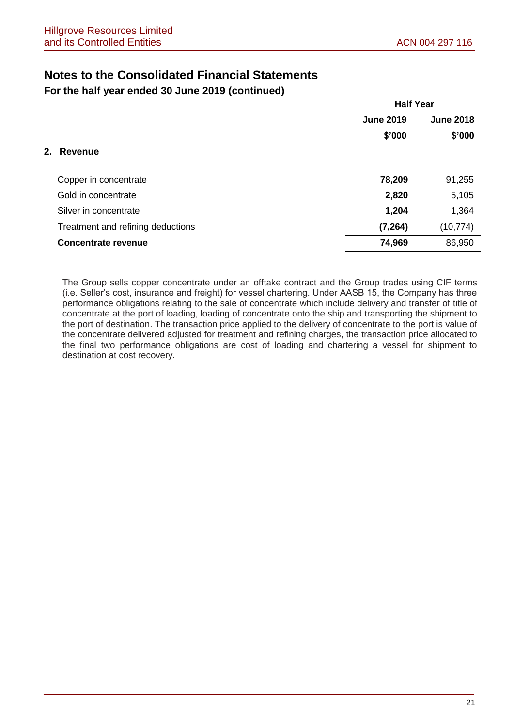# Notes to the Consolidated Financial Statements

**For the half year ended 30 June 2019 (continued)**

| | Half Year | |
|---|---|---|
| | **June 2019** | **June 2018** |
| | **$'000** | **$'000** |
| **2. Revenue** | | |
| Copper in concentrate | **78,209** | 91,255 |
| Gold in concentrate | **2,820** | 5,105 |
| Silver in concentrate | **1,204** | 1,364 |
| Treatment and refining deductions | **(7,264)** | (10,774) |
| **Concentrate revenue** | **74,969** | 86,950 |

The Group sells copper concentrate under an offtake contract and the Group trades using CIF terms (i.e. Seller's cost, insurance and freight) for vessel chartering. Under AASB 15, the Company has three performance obligations relating to the sale of concentrate which include delivery and transfer of title of concentrate at the port of loading, loading of concentrate onto the ship and transporting the shipment to the port of destination. The transaction price applied to the delivery of concentrate to the port is value of the concentrate delivered adjusted for treatment and refining charges, the transaction price allocated to the final two performance obligations are cost of loading and chartering a vessel for shipment to destination at cost recovery.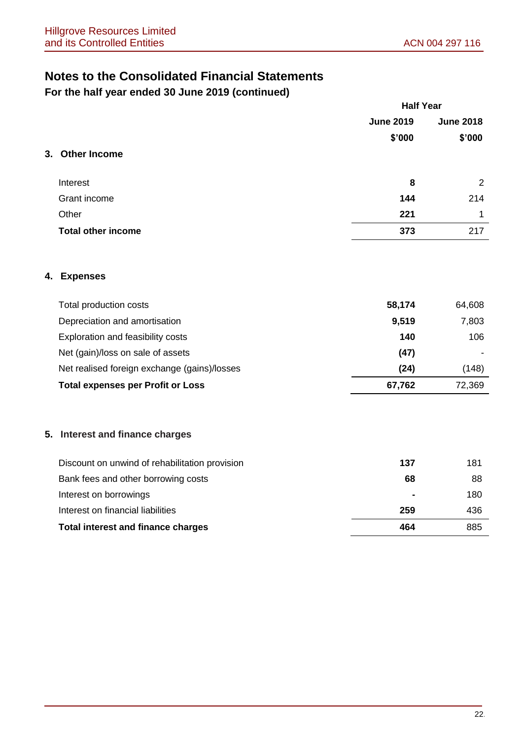# Notes to the Consolidated Financial Statements

## For the half year ended 30 June 2019 (continued)

| | Half Year | |
|---|---|---|
| | **June 2019** | **June 2018** |
| | **$'000** | **$'000** |

### 3. Other Income

| | June 2019 $'000 | June 2018 $'000 |
|---|---|---|
| Interest | **8** | 2 |
| Grant income | **144** | 214 |
| Other | **221** | 1 |
| **Total other income** | **373** | 217 |

### 4. Expenses

| | June 2019 $'000 | June 2018 $'000 |
|---|---|---|
| Total production costs | **58,174** | 64,608 |
| Depreciation and amortisation | **9,519** | 7,803 |
| Exploration and feasibility costs | **140** | 106 |
| Net (gain)/loss on sale of assets | **(47)** | - |
| Net realised foreign exchange (gains)/losses | **(24)** | (148) |
| **Total expenses per Profit or Loss** | **67,762** | 72,369 |

### 5. Interest and finance charges

| | June 2019 $'000 | June 2018 $'000 |
|---|---|---|
| Discount on unwind of rehabilitation provision | **137** | 181 |
| Bank fees and other borrowing costs | **68** | 88 |
| Interest on borrowings | **-** | 180 |
| Interest on financial liabilities | **259** | 436 |
| **Total interest and finance charges** | **464** | 885 |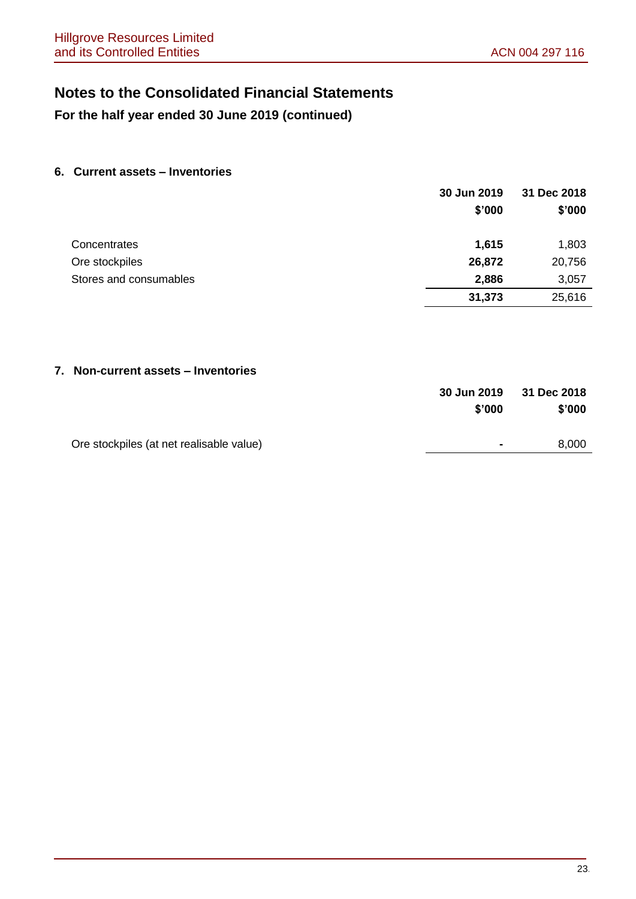# Notes to the Consolidated Financial Statements

## For the half year ended 30 June 2019 (continued)

### 6. Current assets – Inventories

| | 30 Jun 2019 $'000 | 31 Dec 2018 $'000 |
|---|---|---|
| Concentrates | **1,615** | 1,803 |
| Ore stockpiles | **26,872** | 20,756 |
| Stores and consumables | **2,886** | 3,057 |
| | **31,373** | 25,616 |

### 7. Non-current assets – Inventories

| | 30 Jun 2019 $'000 | 31 Dec 2018 $'000 |
|---|---|---|
| Ore stockpiles (at net realisable value) | **-** | 8,000 |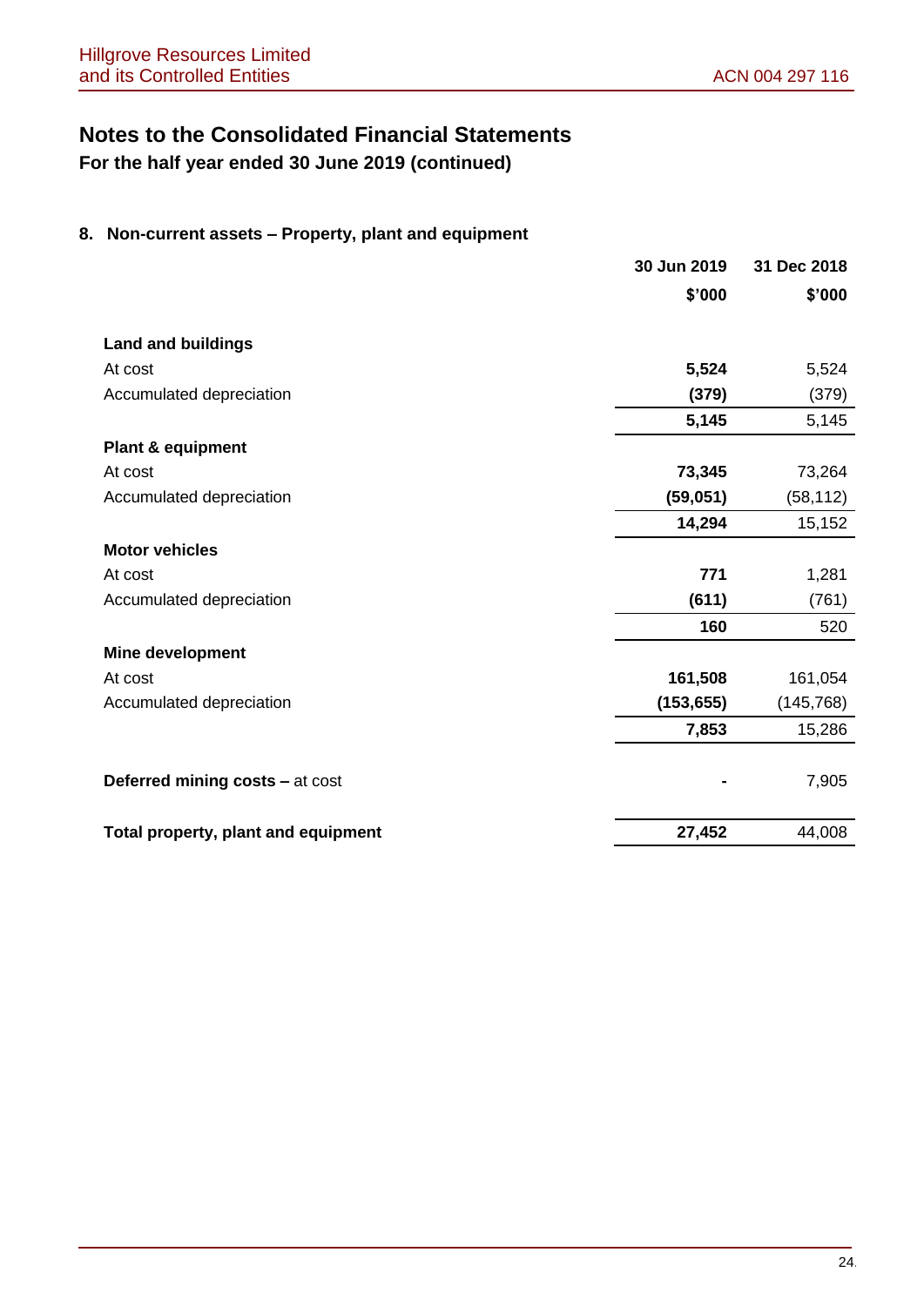# Notes to the Consolidated Financial Statements

**For the half year ended 30 June 2019 (continued)**

## 8. Non-current assets – Property, plant and equipment

| | 30 Jun 2019 | 31 Dec 2018 |
|---|---|---|
| | $'000 | $'000 |
| **Land and buildings** | | |
| At cost | **5,524** | 5,524 |
| Accumulated depreciation | **(379)** | (379) |
| | **5,145** | 5,145 |
| **Plant & equipment** | | |
| At cost | **73,345** | 73,264 |
| Accumulated depreciation | **(59,051)** | (58,112) |
| | **14,294** | 15,152 |
| **Motor vehicles** | | |
| At cost | **771** | 1,281 |
| Accumulated depreciation | **(611)** | (761) |
| | **160** | 520 |
| **Mine development** | | |
| At cost | **161,508** | 161,054 |
| Accumulated depreciation | **(153,655)** | (145,768) |
| | **7,853** | 15,286 |
| **Deferred mining costs –** at cost | **-** | 7,905 |
| **Total property, plant and equipment** | **27,452** | 44,008 |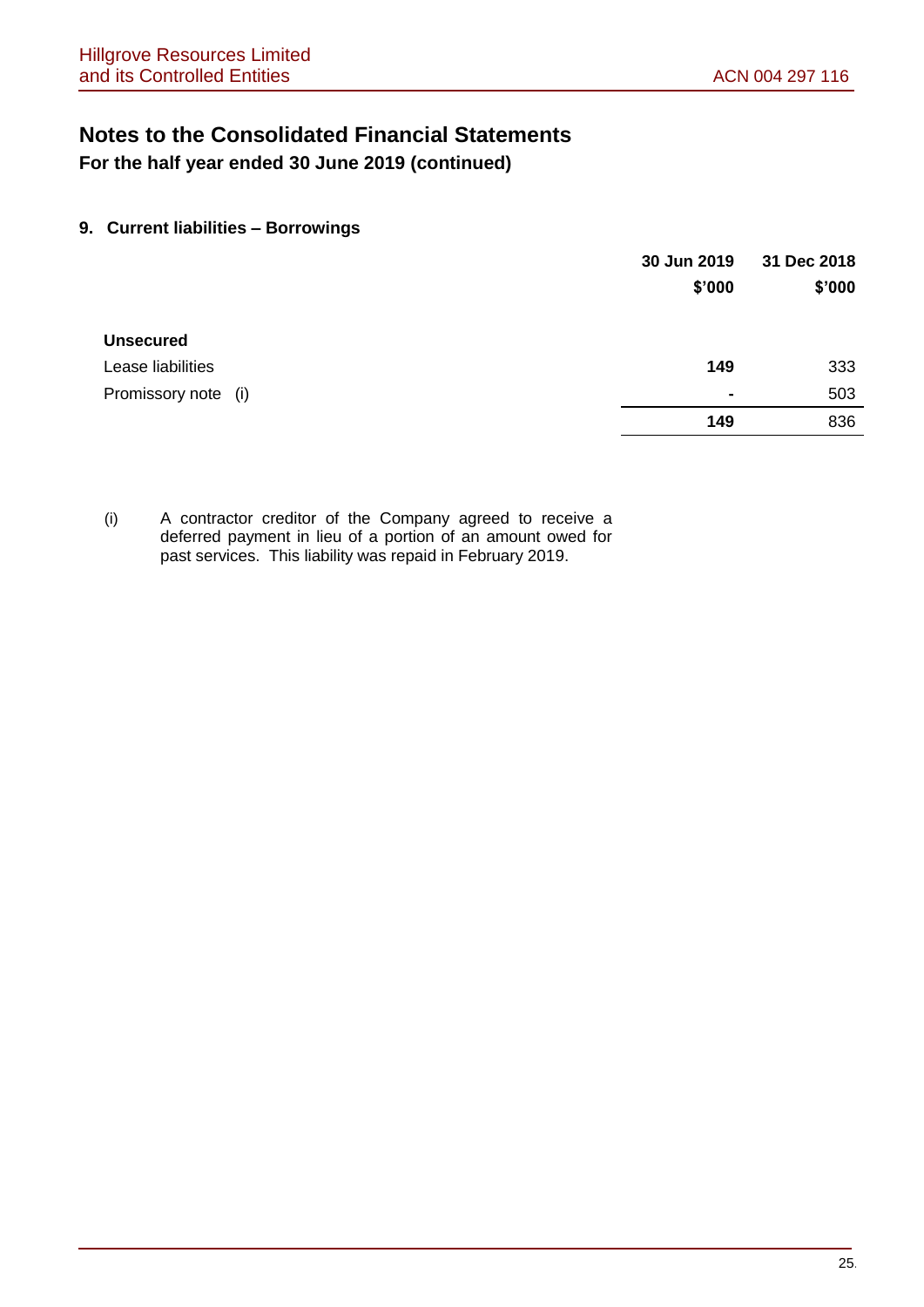# Notes to the Consolidated Financial Statements

## For the half year ended 30 June 2019 (continued)

### 9. Current liabilities – Borrowings

| | 30 Jun 2019 | 31 Dec 2018 |
|---|---|---|
| | $'000 | $'000 |
| **Unsecured** | | |
| Lease liabilities | **149** | 333 |
| Promissory note (i) | **-** | 503 |
| | **149** | 836 |

(i) A contractor creditor of the Company agreed to receive a deferred payment in lieu of a portion of an amount owed for past services. This liability was repaid in February 2019.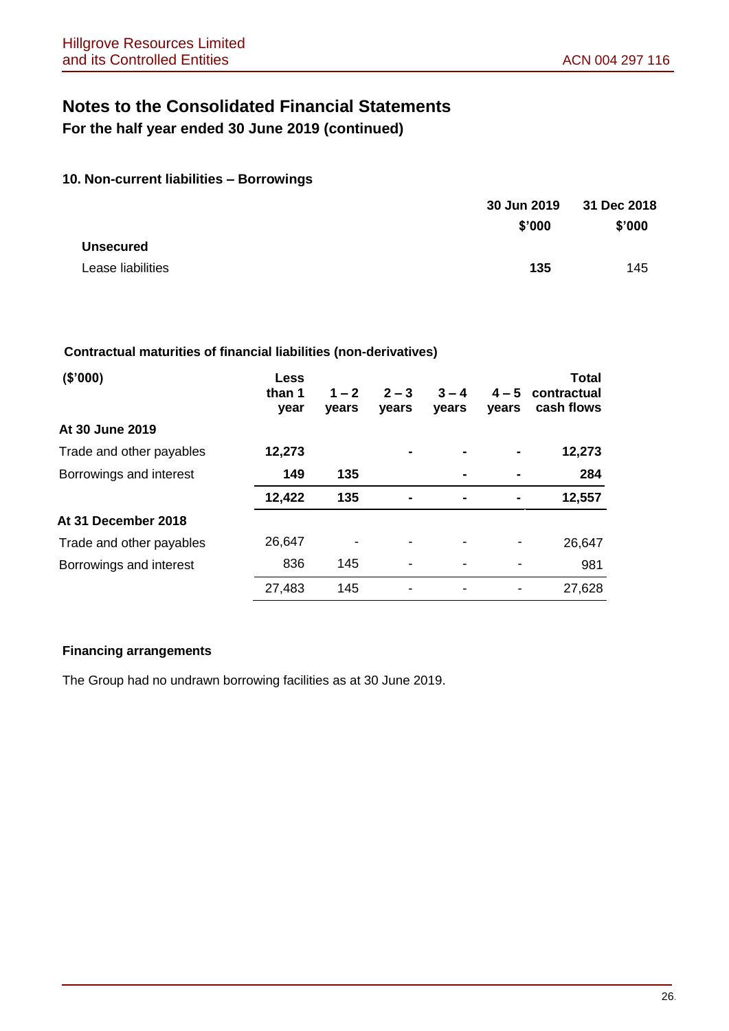# Notes to the Consolidated Financial Statements

**For the half year ended 30 June 2019 (continued)**

### 10. Non-current liabilities – Borrowings

| | 30 Jun 2019 $'000 | 31 Dec 2018 $'000 |
|---|---|---|
| **Unsecured** | | |
| Lease liabilities | **135** | 145 |

**Contractual maturities of financial liabilities (non-derivatives)**

| ($'000) | Less than 1 year | 1 – 2 years | 2 – 3 years | 3 – 4 years | 4 – 5 years | Total contractual cash flows |
|---|---|---|---|---|---|---|
| **At 30 June 2019** | | | | | | |
| Trade and other payables | **12,273** | | **-** | **-** | **-** | **12,273** |
| Borrowings and interest | **149** | **135** | | **-** | **-** | **284** |
| | **12,422** | **135** | **-** | **-** | **-** | **12,557** |
| **At 31 December 2018** | | | | | | |
| Trade and other payables | 26,647 | - | - | - | - | 26,647 |
| Borrowings and interest | 836 | 145 | - | - | - | 981 |
| | 27,483 | 145 | - | - | - | 27,628 |

**Financing arrangements**

The Group had no undrawn borrowing facilities as at 30 June 2019.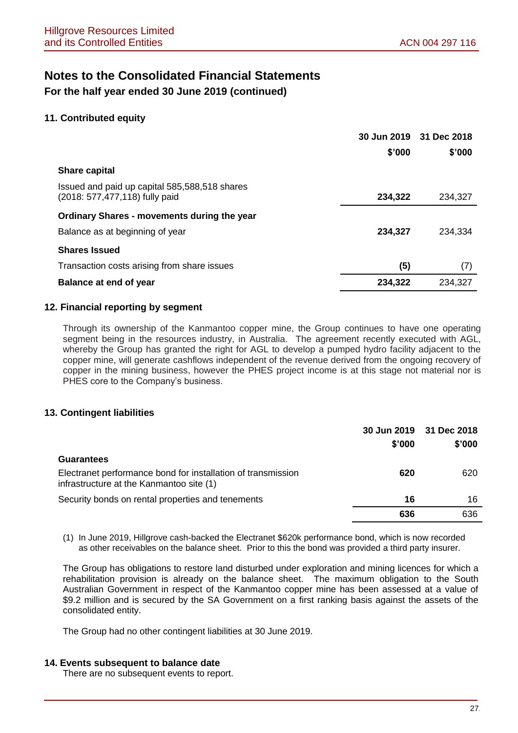# Notes to the Consolidated Financial Statements

## For the half year ended 30 June 2019 (continued)

### 11. Contributed equity

| | 30 Jun 2019 | 31 Dec 2018 |
|---|---|---|
| | $'000 | $'000 |
| **Share capital** | | |
| Issued and paid up capital 585,588,518 shares (2018: 577,477,118) fully paid | **234,322** | 234,327 |
| **Ordinary Shares - movements during the year** | | |
| Balance as at beginning of year | **234,327** | 234,334 |
| **Shares Issued** | | |
| Transaction costs arising from share issues | **(5)** | (7) |
| **Balance at end of year** | **234,322** | 234,327 |

### 12. Financial reporting by segment

Through its ownership of the Kanmantoo copper mine, the Group continues to have one operating segment being in the resources industry, in Australia. The agreement recently executed with AGL, whereby the Group has granted the right for AGL to develop a pumped hydro facility adjacent to the copper mine, will generate cashflows independent of the revenue derived from the ongoing recovery of copper in the mining business, however the PHES project income is at this stage not material nor is PHES core to the Company's business.

### 13. Contingent liabilities

| | 30 Jun 2019 | 31 Dec 2018 |
|---|---|---|
| | $'000 | $'000 |
| **Guarantees** | | |
| Electranet performance bond for installation of transmission infrastructure at the Kanmantoo site (1) | **620** | 620 |
| Security bonds on rental properties and tenements | **16** | 16 |
| | **636** | 636 |

(1) In June 2019, Hillgrove cash-backed the Electranet $620k performance bond, which is now recorded as other receivables on the balance sheet. Prior to this the bond was provided a third party insurer.

The Group has obligations to restore land disturbed under exploration and mining licences for which a rehabilitation provision is already on the balance sheet. The maximum obligation to the South Australian Government in respect of the Kanmantoo copper mine has been assessed at a value of $9.2 million and is secured by the SA Government on a first ranking basis against the assets of the consolidated entity.

The Group had no other contingent liabilities at 30 June 2019.

### 14. Events subsequent to balance date

There are no subsequent events to report.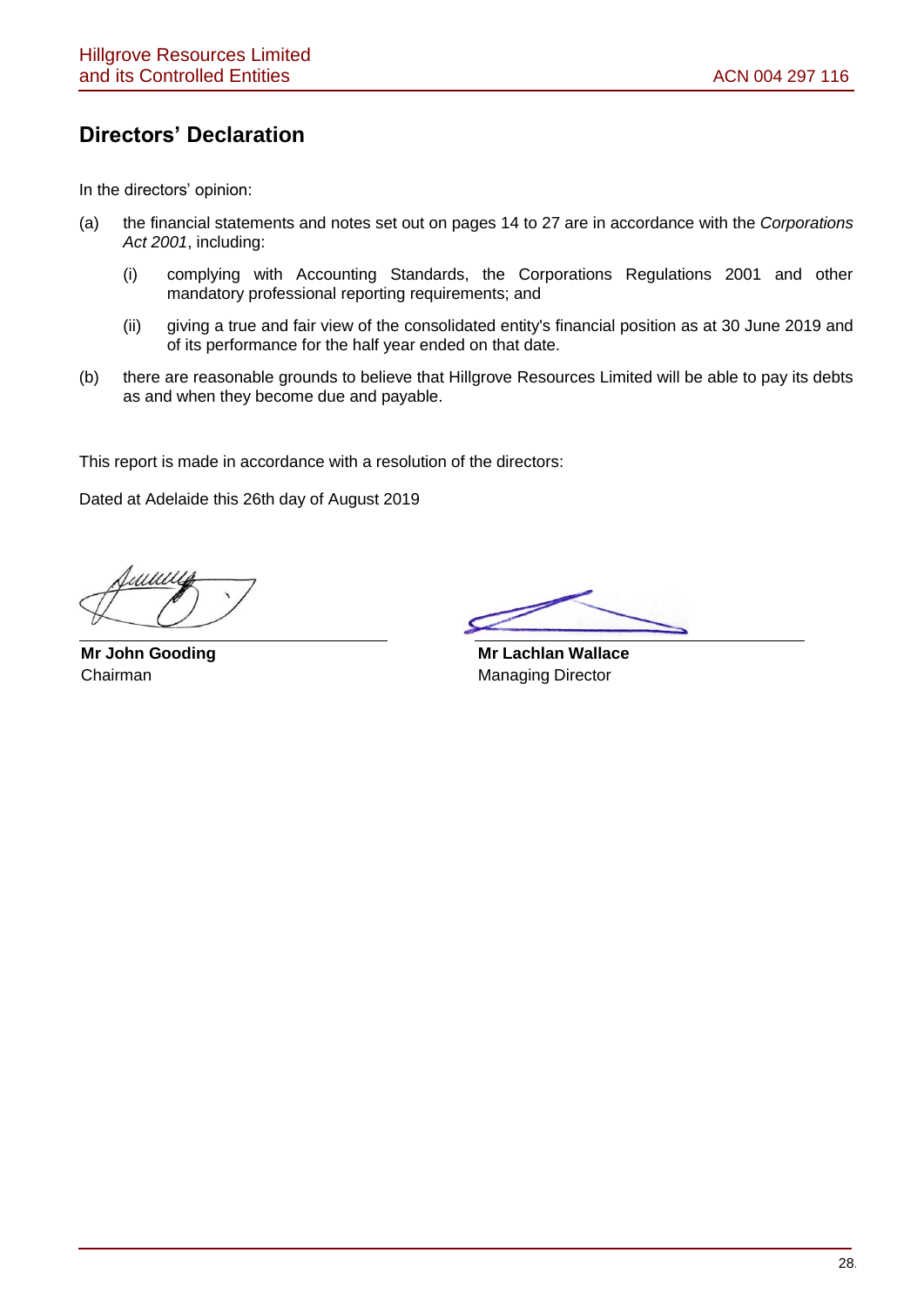## Directors' Declaration

In the directors' opinion:

(a) the financial statements and notes set out on pages 14 to 27 are in accordance with the *Corporations Act 2001*, including:

  (i) complying with Accounting Standards, the Corporations Regulations 2001 and other mandatory professional reporting requirements; and

  (ii) giving a true and fair view of the consolidated entity's financial position as at 30 June 2019 and of its performance for the half year ended on that date.

(b) there are reasonable grounds to believe that Hillgrove Resources Limited will be able to pay its debts as and when they become due and payable.

This report is made in accordance with a resolution of the directors:

Dated at Adelaide this 26th day of August 2019

**Mr John Gooding**
Chairman

**Mr Lachlan Wallace**
Managing Director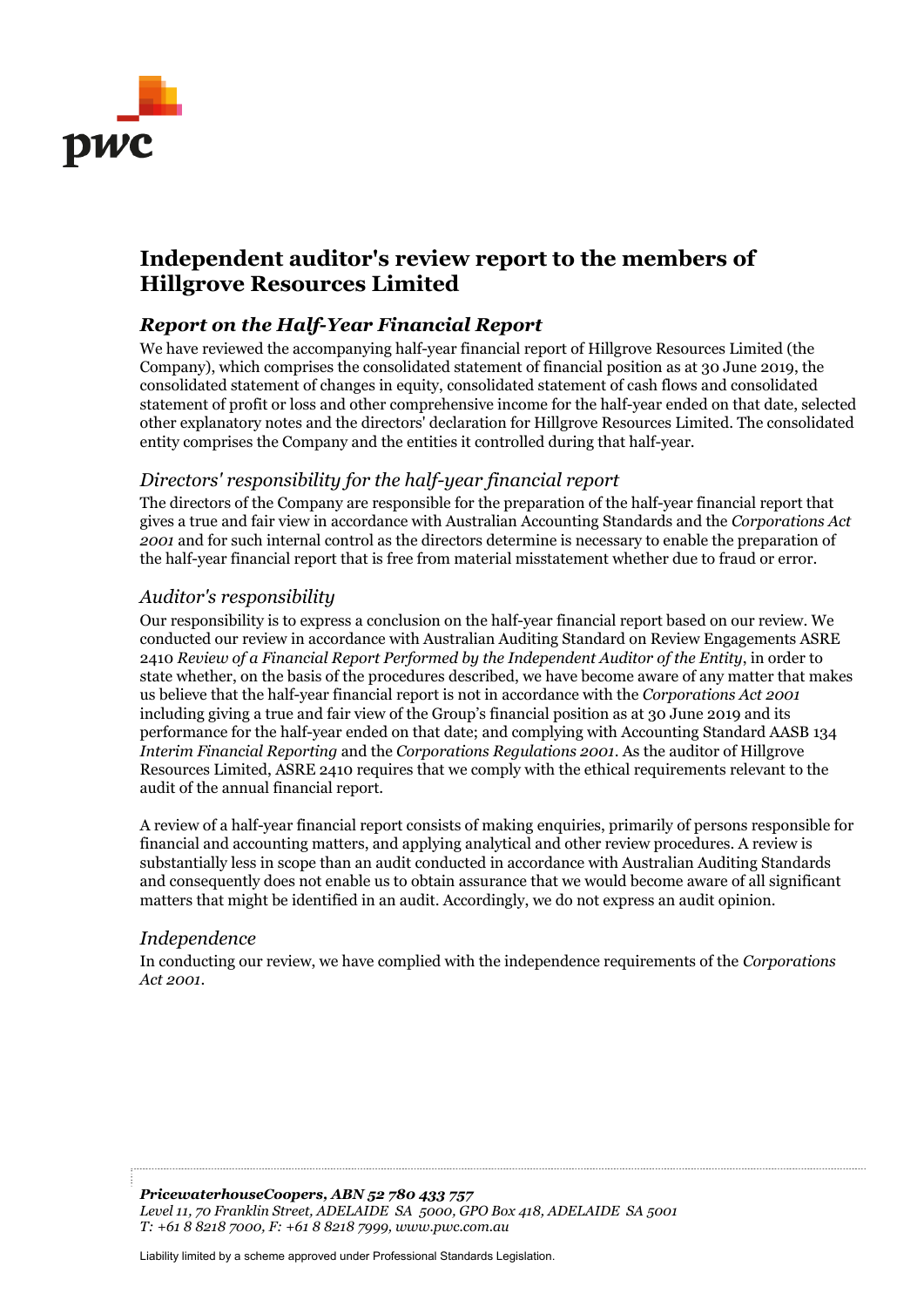# Independent auditor's review report to the members of Hillgrove Resources Limited

## *Report on the Half-Year Financial Report*

We have reviewed the accompanying half-year financial report of Hillgrove Resources Limited (the Company), which comprises the consolidated statement of financial position as at 30 June 2019, the consolidated statement of changes in equity, consolidated statement of cash flows and consolidated statement of profit or loss and other comprehensive income for the half-year ended on that date, selected other explanatory notes and the directors' declaration for Hillgrove Resources Limited. The consolidated entity comprises the Company and the entities it controlled during that half-year.

### *Directors' responsibility for the half-year financial report*

The directors of the Company are responsible for the preparation of the half-year financial report that gives a true and fair view in accordance with Australian Accounting Standards and the *Corporations Act 2001* and for such internal control as the directors determine is necessary to enable the preparation of the half-year financial report that is free from material misstatement whether due to fraud or error.

### *Auditor's responsibility*

Our responsibility is to express a conclusion on the half-year financial report based on our review. We conducted our review in accordance with Australian Auditing Standard on Review Engagements ASRE 2410 *Review of a Financial Report Performed by the Independent Auditor of the Entity*, in order to state whether, on the basis of the procedures described, we have become aware of any matter that makes us believe that the half-year financial report is not in accordance with the *Corporations Act 2001* including giving a true and fair view of the Group's financial position as at 30 June 2019 and its performance for the half-year ended on that date; and complying with Accounting Standard AASB 134 *Interim Financial Reporting* and the *Corporations Regulations 2001*. As the auditor of Hillgrove Resources Limited, ASRE 2410 requires that we comply with the ethical requirements relevant to the audit of the annual financial report.

A review of a half-year financial report consists of making enquiries, primarily of persons responsible for financial and accounting matters, and applying analytical and other review procedures. A review is substantially less in scope than an audit conducted in accordance with Australian Auditing Standards and consequently does not enable us to obtain assurance that we would become aware of all significant matters that might be identified in an audit. Accordingly, we do not express an audit opinion.

### *Independence*

In conducting our review, we have complied with the independence requirements of the *Corporations Act 2001*.

***PricewaterhouseCoopers, ABN 52 780 433 757***
*Level 11, 70 Franklin Street, ADELAIDE SA 5000, GPO Box 418, ADELAIDE SA 5001*
*T: +61 8 8218 7000, F: +61 8 8218 7999, www.pwc.com.au*

Liability limited by a scheme approved under Professional Standards Legislation.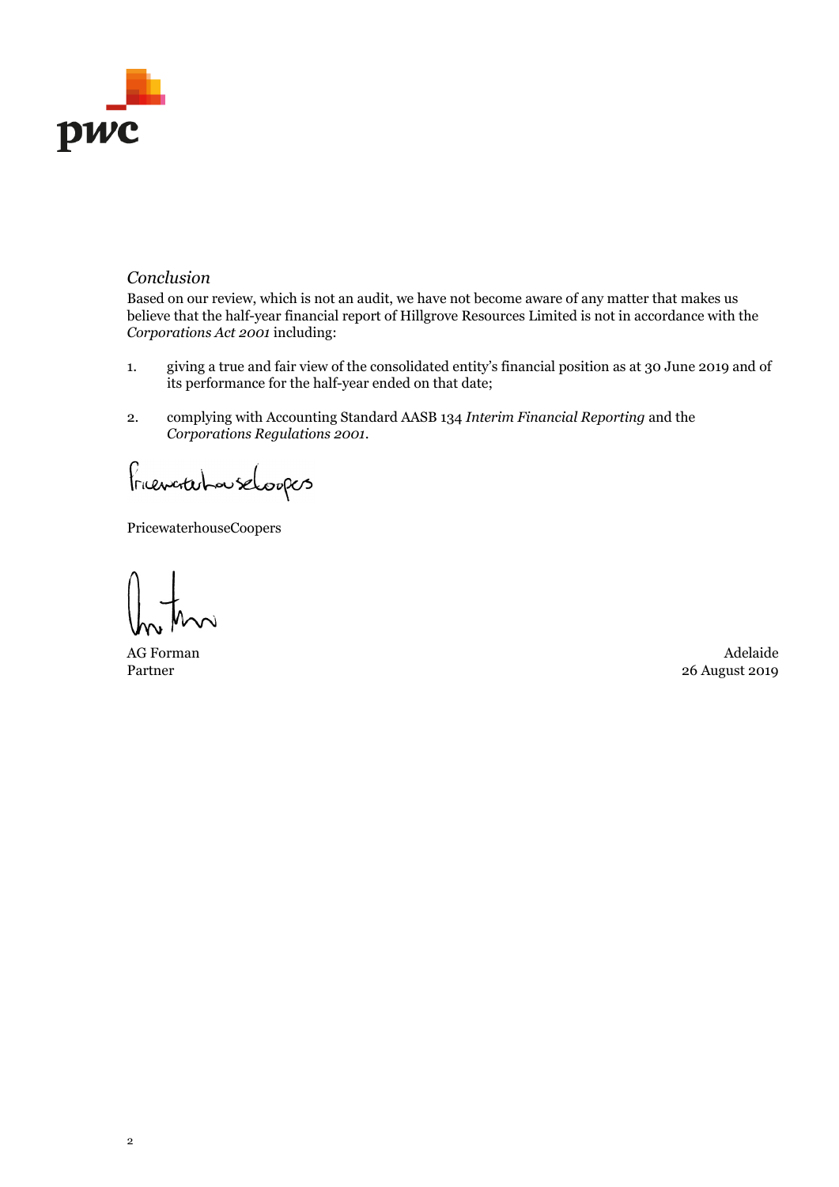*Conclusion*

Based on our review, which is not an audit, we have not become aware of any matter that makes us believe that the half-year financial report of Hillgrove Resources Limited is not in accordance with the *Corporations Act 2001* including:

1. giving a true and fair view of the consolidated entity's financial position as at 30 June 2019 and of its performance for the half-year ended on that date;

2. complying with Accounting Standard AASB 134 *Interim Financial Reporting* and the *Corporations Regulations 2001*.

PricewaterhouseCoopers

AG Forman
Partner

Adelaide
26 August 2019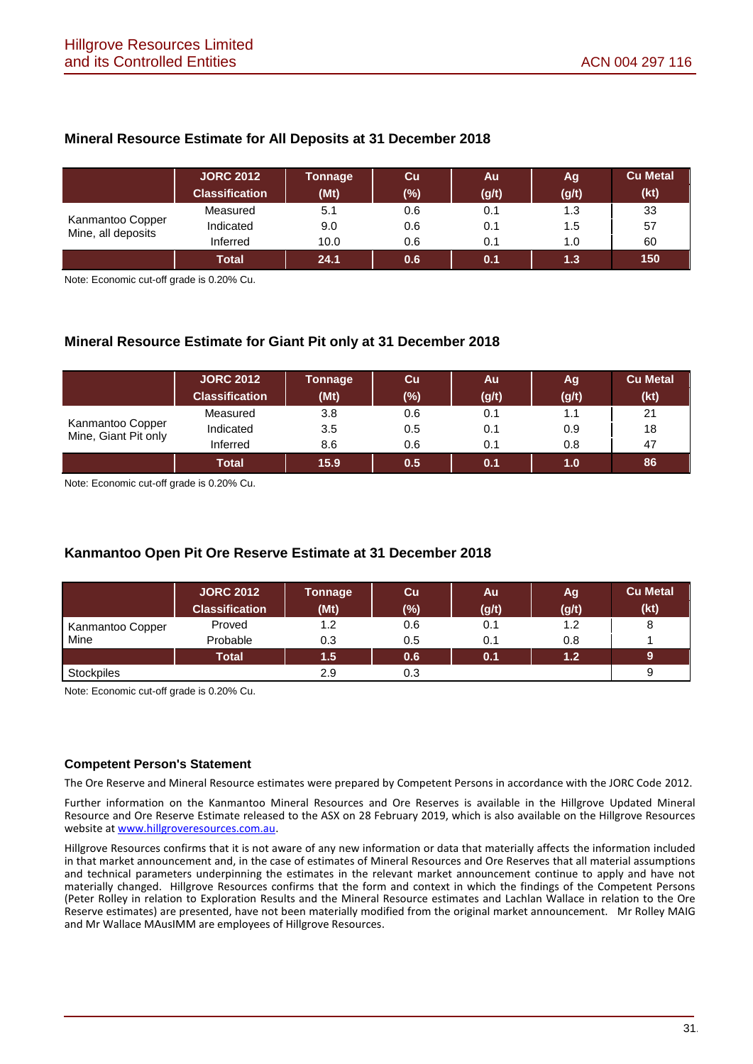## Mineral Resource Estimate for All Deposits at 31 December 2018

| | JORC 2012 Classification | Tonnage (Mt) | Cu (%) | Au (g/t) | Ag (g/t) | Cu Metal (kt) |
|---|---|---|---|---|---|---|
| Kanmantoo Copper Mine, all deposits | Measured | 5.1 | 0.6 | 0.1 | 1.3 | 33 |
| | Indicated | 9.0 | 0.6 | 0.1 | 1.5 | 57 |
| | Inferred | 10.0 | 0.6 | 0.1 | 1.0 | 60 |
| | **Total** | **24.1** | **0.6** | **0.1** | **1.3** | **150** |

Note: Economic cut-off grade is 0.20% Cu.

## Mineral Resource Estimate for Giant Pit only at 31 December 2018

| | JORC 2012 Classification | Tonnage (Mt) | Cu (%) | Au (g/t) | Ag (g/t) | Cu Metal (kt) |
|---|---|---|---|---|---|---|
| Kanmantoo Copper Mine, Giant Pit only | Measured | 3.8 | 0.6 | 0.1 | 1.1 | 21 |
| | Indicated | 3.5 | 0.5 | 0.1 | 0.9 | 18 |
| | Inferred | 8.6 | 0.6 | 0.1 | 0.8 | 47 |
| | **Total** | **15.9** | **0.5** | **0.1** | **1.0** | **86** |

Note: Economic cut-off grade is 0.20% Cu.

## Kanmantoo Open Pit Ore Reserve Estimate at 31 December 2018

| | JORC 2012 Classification | Tonnage (Mt) | Cu (%) | Au (g/t) | Ag (g/t) | Cu Metal (kt) |
|---|---|---|---|---|---|---|
| Kanmantoo Copper Mine | Proved | 1.2 | 0.6 | 0.1 | 1.2 | 8 |
| | Probable | 0.3 | 0.5 | 0.1 | 0.8 | 1 |
| | **Total** | **1.5** | **0.6** | **0.1** | **1.2** | **9** |
| Stockpiles | | 2.9 | 0.3 | | | 9 |

Note: Economic cut-off grade is 0.20% Cu.

### Competent Person's Statement

The Ore Reserve and Mineral Resource estimates were prepared by Competent Persons in accordance with the JORC Code 2012.

Further information on the Kanmantoo Mineral Resources and Ore Reserves is available in the Hillgrove Updated Mineral Resource and Ore Reserve Estimate released to the ASX on 28 February 2019, which is also available on the Hillgrove Resources website at www.hillgroveresources.com.au.

Hillgrove Resources confirms that it is not aware of any new information or data that materially affects the information included in that market announcement and, in the case of estimates of Mineral Resources and Ore Reserves that all material assumptions and technical parameters underpinning the estimates in the relevant market announcement continue to apply and have not materially changed. Hillgrove Resources confirms that the form and context in which the findings of the Competent Persons (Peter Rolley in relation to Exploration Results and the Mineral Resource estimates and Lachlan Wallace in relation to the Ore Reserve estimates) are presented, have not been materially modified from the original market announcement. Mr Rolley MAIG and Mr Wallace MAusIMM are employees of Hillgrove Resources.